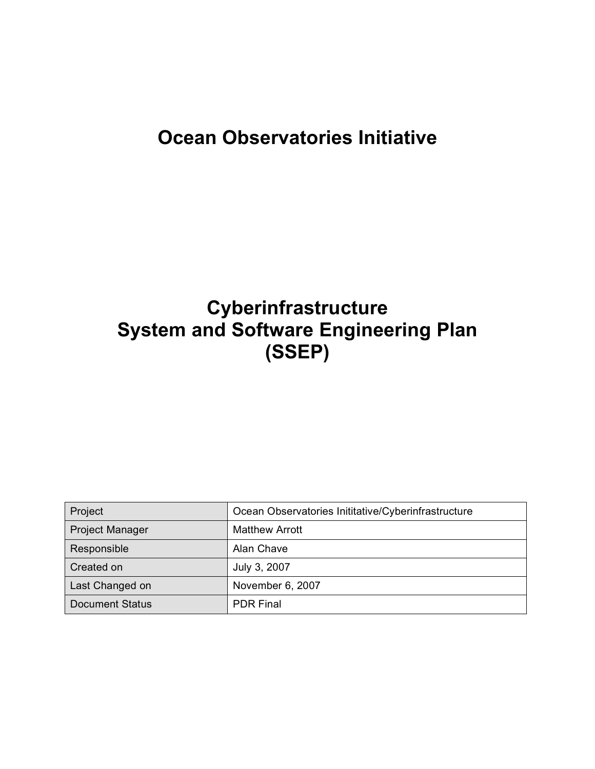# Ocean Observatories Initiative

# Cyberinfrastructure
# System and Software Engineering Plan
# (SSEP)

| Project | Ocean Observatories Inititative/Cyberinfrastructure |
|---|---|
| Project Manager | Matthew Arrott |
| Responsible | Alan Chave |
| Created on | July 3, 2007 |
| Last Changed on | November 6, 2007 |
| Document Status | PDR Final |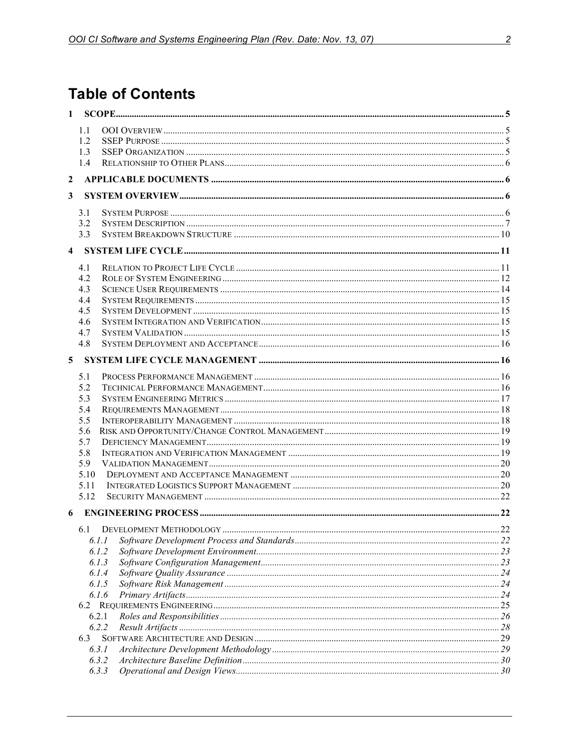# Table of Contents

- 1 SCOPE ..... 5
  - 1.1 OOI OVERVIEW ..... 5
  - 1.2 SSEP PURPOSE ..... 5
  - 1.3 SSEP ORGANIZATION ..... 5
  - 1.4 RELATIONSHIP TO OTHER PLANS ..... 6
- 2 APPLICABLE DOCUMENTS ..... 6
- 3 SYSTEM OVERVIEW ..... 6
  - 3.1 SYSTEM PURPOSE ..... 6
  - 3.2 SYSTEM DESCRIPTION ..... 7
  - 3.3 SYSTEM BREAKDOWN STRUCTURE ..... 10
- 4 SYSTEM LIFE CYCLE ..... 11
  - 4.1 RELATION TO PROJECT LIFE CYCLE ..... 11
  - 4.2 ROLE OF SYSTEM ENGINEERING ..... 12
  - 4.3 SCIENCE USER REQUIREMENTS ..... 14
  - 4.4 SYSTEM REQUIREMENTS ..... 15
  - 4.5 SYSTEM DEVELOPMENT ..... 15
  - 4.6 SYSTEM INTEGRATION AND VERIFICATION ..... 15
  - 4.7 SYSTEM VALIDATION ..... 15
  - 4.8 SYSTEM DEPLOYMENT AND ACCEPTANCE ..... 16
- 5 SYSTEM LIFE CYCLE MANAGEMENT ..... 16
  - 5.1 PROCESS PERFORMANCE MANAGEMENT ..... 16
  - 5.2 TECHNICAL PERFORMANCE MANAGEMENT ..... 16
  - 5.3 SYSTEM ENGINEERING METRICS ..... 17
  - 5.4 REQUIREMENTS MANAGEMENT ..... 18
  - 5.5 INTEROPERABILITY MANAGEMENT ..... 18
  - 5.6 RISK AND OPPORTUNITY/CHANGE CONTROL MANAGEMENT ..... 19
  - 5.7 DEFICIENCY MANAGEMENT ..... 19
  - 5.8 INTEGRATION AND VERIFICATION MANAGEMENT ..... 19
  - 5.9 VALIDATION MANAGEMENT ..... 20
  - 5.10 DEPLOYMENT AND ACCEPTANCE MANAGEMENT ..... 20
  - 5.11 INTEGRATED LOGISTICS SUPPORT MANAGEMENT ..... 20
  - 5.12 SECURITY MANAGEMENT ..... 22
- 6 ENGINEERING PROCESS ..... 22
  - 6.1 DEVELOPMENT METHODOLOGY ..... 22
    - *6.1.1 Software Development Process and Standards* ..... 22
    - *6.1.2 Software Development Environment* ..... 23
    - *6.1.3 Software Configuration Management* ..... 23
    - *6.1.4 Software Quality Assurance* ..... 24
    - *6.1.5 Software Risk Management* ..... 24
    - *6.1.6 Primary Artifacts* ..... 24
  - 6.2 REQUIREMENTS ENGINEERING ..... 25
    - *6.2.1 Roles and Responsibilities* ..... 26
    - *6.2.2 Result Artifacts* ..... 28
  - 6.3 SOFTWARE ARCHITECTURE AND DESIGN ..... 29
    - *6.3.1 Architecture Development Methodology* ..... 29
    - *6.3.2 Architecture Baseline Definition* ..... 30
    - *6.3.3 Operational and Design Views* ..... 30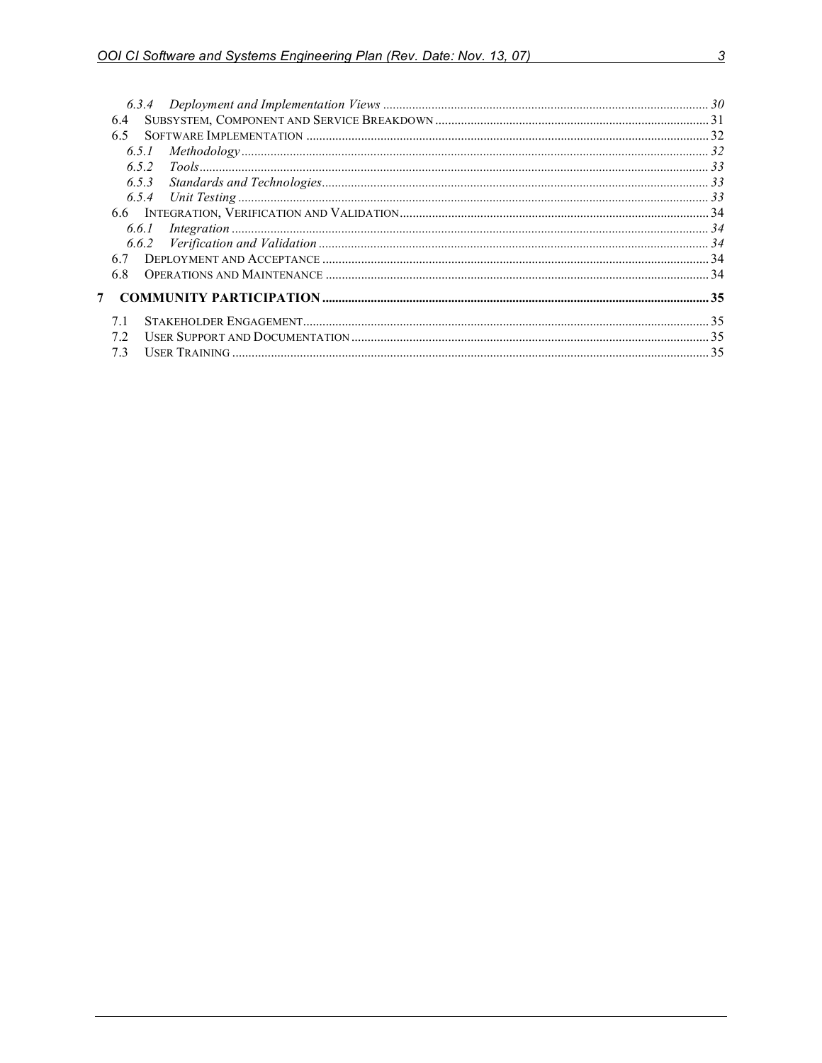- 6.3.4 *Deployment and Implementation Views* ..... 30
- 6.4 Subsystem, Component and Service Breakdown ..... 31
- 6.5 Software Implementation ..... 32
  - 6.5.1 *Methodology* ..... 32
  - 6.5.2 *Tools* ..... 33
  - 6.5.3 *Standards and Technologies* ..... 33
  - 6.5.4 *Unit Testing* ..... 33
- 6.6 Integration, Verification and Validation ..... 34
  - 6.6.1 *Integration* ..... 34
  - 6.6.2 *Verification and Validation* ..... 34
- 6.7 Deployment and Acceptance ..... 34
- 6.8 Operations and Maintenance ..... 34

**7 COMMUNITY PARTICIPATION ..... 35**

- 7.1 Stakeholder Engagement ..... 35
- 7.2 User Support and Documentation ..... 35
- 7.3 User Training ..... 35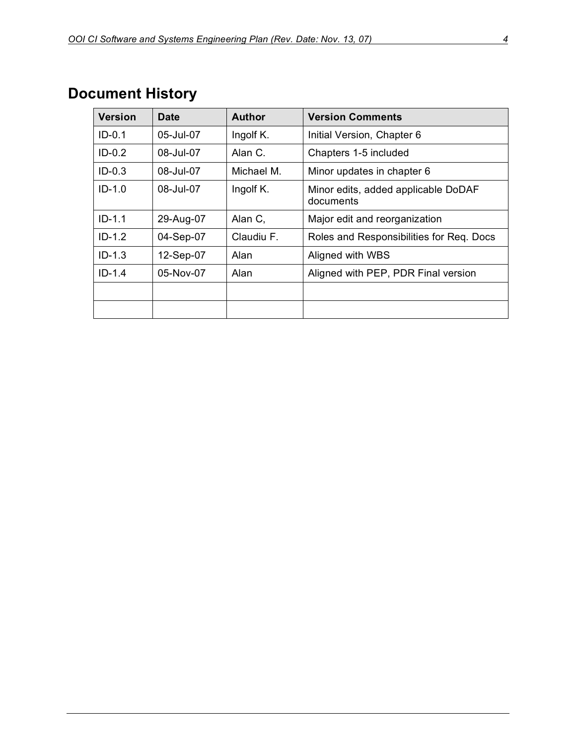# Document History

| Version | Date | Author | Version Comments |
|---|---|---|---|
| ID-0.1 | 05-Jul-07 | Ingolf K. | Initial Version, Chapter 6 |
| ID-0.2 | 08-Jul-07 | Alan C. | Chapters 1-5 included |
| ID-0.3 | 08-Jul-07 | Michael M. | Minor updates in chapter 6 |
| ID-1.0 | 08-Jul-07 | Ingolf K. | Minor edits, added applicable DoDAF documents |
| ID-1.1 | 29-Aug-07 | Alan C, | Major edit and reorganization |
| ID-1.2 | 04-Sep-07 | Claudiu F. | Roles and Responsibilities for Req. Docs |
| ID-1.3 | 12-Sep-07 | Alan | Aligned with WBS |
| ID-1.4 | 05-Nov-07 | Alan | Aligned with PEP, PDR Final version |
| | | | |
| | | | |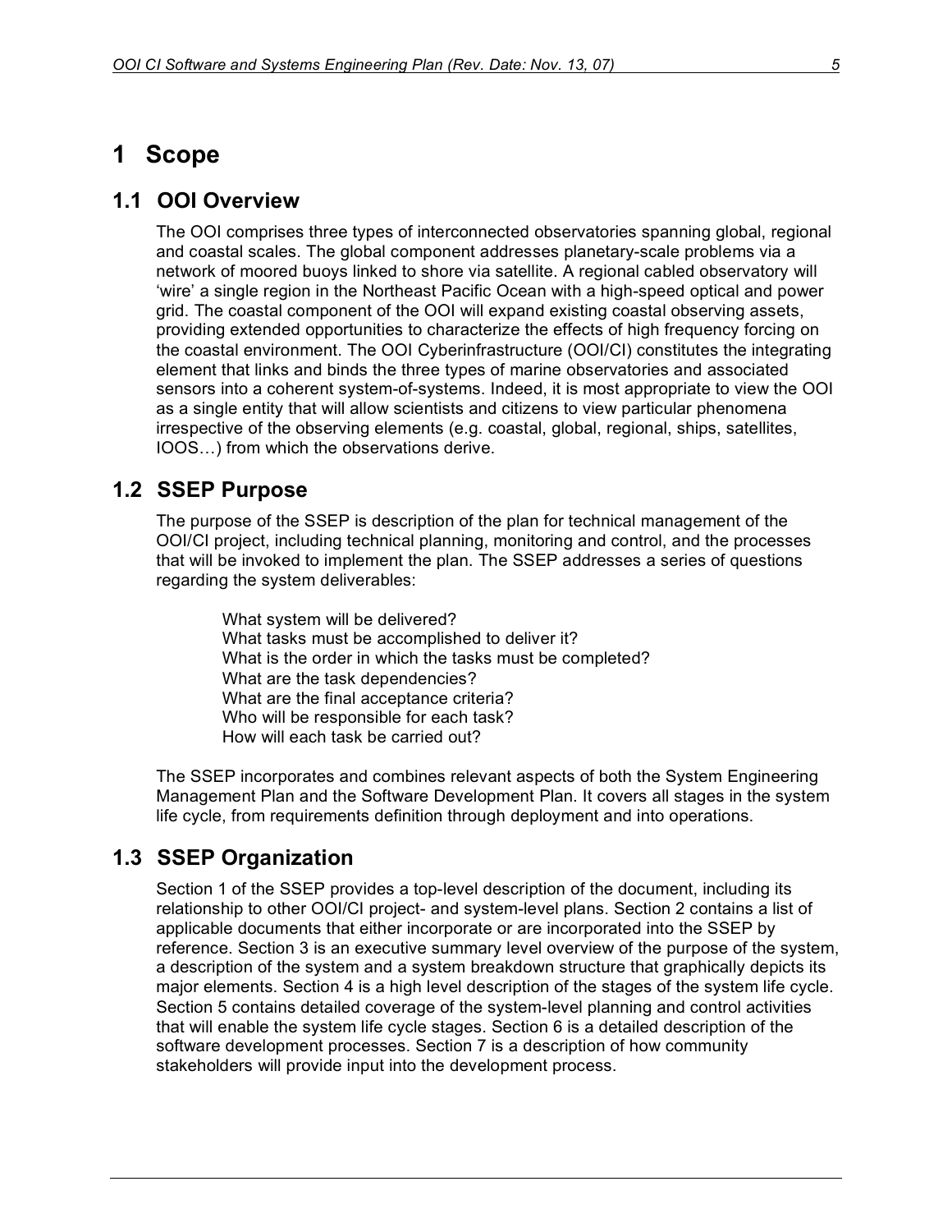# 1 Scope

## 1.1 OOI Overview

The OOI comprises three types of interconnected observatories spanning global, regional and coastal scales. The global component addresses planetary-scale problems via a network of moored buoys linked to shore via satellite. A regional cabled observatory will 'wire' a single region in the Northeast Pacific Ocean with a high-speed optical and power grid. The coastal component of the OOI will expand existing coastal observing assets, providing extended opportunities to characterize the effects of high frequency forcing on the coastal environment. The OOI Cyberinfrastructure (OOI/CI) constitutes the integrating element that links and binds the three types of marine observatories and associated sensors into a coherent system-of-systems. Indeed, it is most appropriate to view the OOI as a single entity that will allow scientists and citizens to view particular phenomena irrespective of the observing elements (e.g. coastal, global, regional, ships, satellites, IOOS…) from which the observations derive.

## 1.2 SSEP Purpose

The purpose of the SSEP is description of the plan for technical management of the OOI/CI project, including technical planning, monitoring and control, and the processes that will be invoked to implement the plan. The SSEP addresses a series of questions regarding the system deliverables:

What system will be delivered?
What tasks must be accomplished to deliver it?
What is the order in which the tasks must be completed?
What are the task dependencies?
What are the final acceptance criteria?
Who will be responsible for each task?
How will each task be carried out?

The SSEP incorporates and combines relevant aspects of both the System Engineering Management Plan and the Software Development Plan. It covers all stages in the system life cycle, from requirements definition through deployment and into operations.

## 1.3 SSEP Organization

Section 1 of the SSEP provides a top-level description of the document, including its relationship to other OOI/CI project- and system-level plans. Section 2 contains a list of applicable documents that either incorporate or are incorporated into the SSEP by reference. Section 3 is an executive summary level overview of the purpose of the system, a description of the system and a system breakdown structure that graphically depicts its major elements. Section 4 is a high level description of the stages of the system life cycle. Section 5 contains detailed coverage of the system-level planning and control activities that will enable the system life cycle stages. Section 6 is a detailed description of the software development processes. Section 7 is a description of how community stakeholders will provide input into the development process.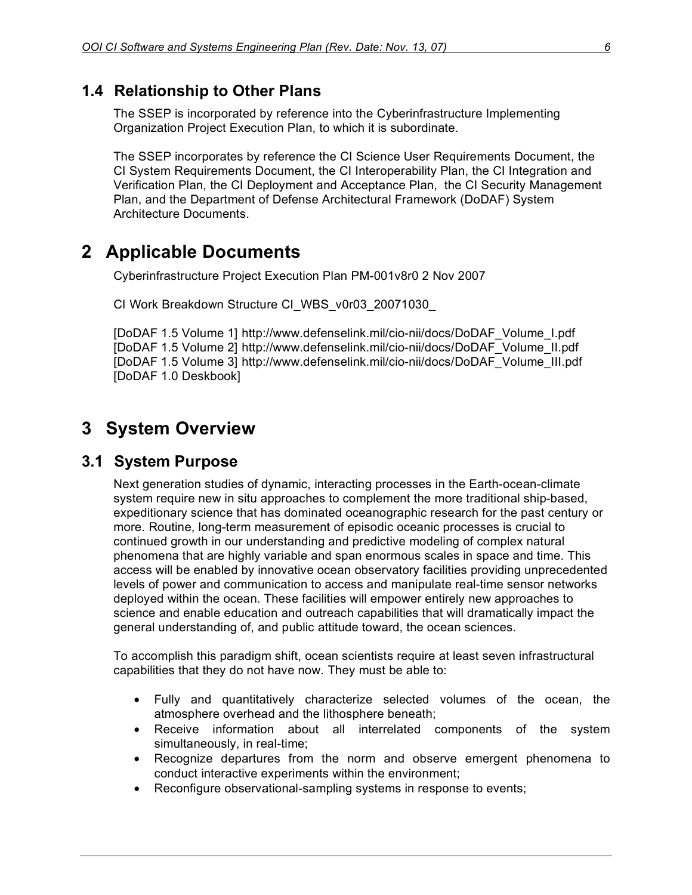## 1.4 Relationship to Other Plans

The SSEP is incorporated by reference into the Cyberinfrastructure Implementing Organization Project Execution Plan, to which it is subordinate.

The SSEP incorporates by reference the CI Science User Requirements Document, the CI System Requirements Document, the CI Interoperability Plan, the CI Integration and Verification Plan, the CI Deployment and Acceptance Plan, the CI Security Management Plan, and the Department of Defense Architectural Framework (DoDAF) System Architecture Documents.

# 2 Applicable Documents

Cyberinfrastructure Project Execution Plan PM-001v8r0 2 Nov 2007

CI Work Breakdown Structure CI_WBS_v0r03_20071030_

[DoDAF 1.5 Volume 1] http://www.defenselink.mil/cio-nii/docs/DoDAF_Volume_I.pdf
[DoDAF 1.5 Volume 2] http://www.defenselink.mil/cio-nii/docs/DoDAF_Volume_II.pdf
[DoDAF 1.5 Volume 3] http://www.defenselink.mil/cio-nii/docs/DoDAF_Volume_III.pdf
[DoDAF 1.0 Deskbook]

# 3 System Overview

## 3.1 System Purpose

Next generation studies of dynamic, interacting processes in the Earth-ocean-climate system require new in situ approaches to complement the more traditional ship-based, expeditionary science that has dominated oceanographic research for the past century or more. Routine, long-term measurement of episodic oceanic processes is crucial to continued growth in our understanding and predictive modeling of complex natural phenomena that are highly variable and span enormous scales in space and time. This access will be enabled by innovative ocean observatory facilities providing unprecedented levels of power and communication to access and manipulate real-time sensor networks deployed within the ocean. These facilities will empower entirely new approaches to science and enable education and outreach capabilities that will dramatically impact the general understanding of, and public attitude toward, the ocean sciences.

To accomplish this paradigm shift, ocean scientists require at least seven infrastructural capabilities that they do not have now. They must be able to:

- Fully and quantitatively characterize selected volumes of the ocean, the atmosphere overhead and the lithosphere beneath;
- Receive information about all interrelated components of the system simultaneously, in real-time;
- Recognize departures from the norm and observe emergent phenomena to conduct interactive experiments within the environment;
- Reconfigure observational-sampling systems in response to events;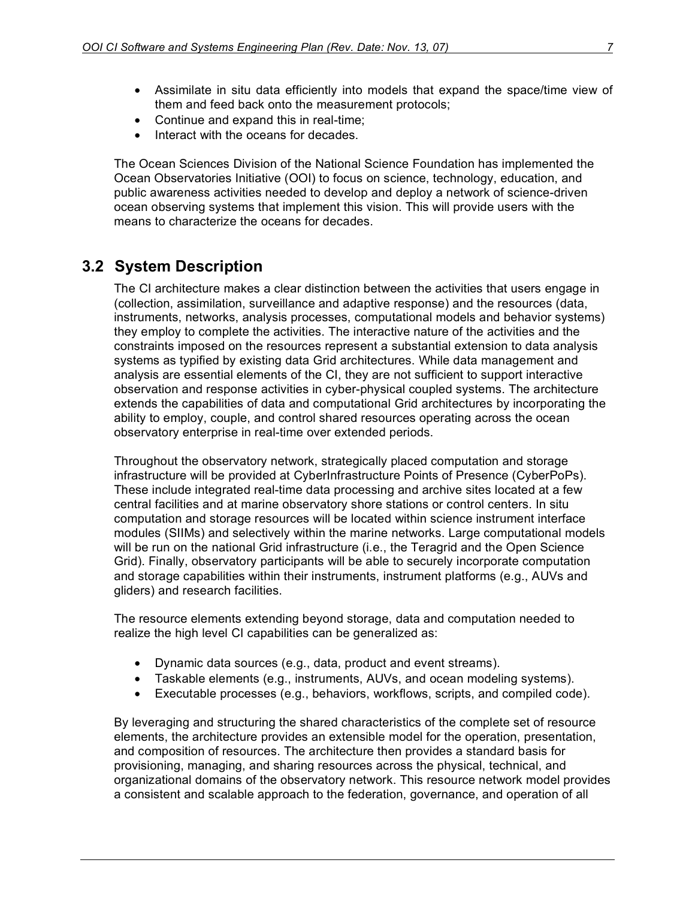- Assimilate in situ data efficiently into models that expand the space/time view of them and feed back onto the measurement protocols;
- Continue and expand this in real-time;
- Interact with the oceans for decades.

The Ocean Sciences Division of the National Science Foundation has implemented the Ocean Observatories Initiative (OOI) to focus on science, technology, education, and public awareness activities needed to develop and deploy a network of science-driven ocean observing systems that implement this vision. This will provide users with the means to characterize the oceans for decades.

## 3.2 System Description

The CI architecture makes a clear distinction between the activities that users engage in (collection, assimilation, surveillance and adaptive response) and the resources (data, instruments, networks, analysis processes, computational models and behavior systems) they employ to complete the activities. The interactive nature of the activities and the constraints imposed on the resources represent a substantial extension to data analysis systems as typified by existing data Grid architectures. While data management and analysis are essential elements of the CI, they are not sufficient to support interactive observation and response activities in cyber-physical coupled systems. The architecture extends the capabilities of data and computational Grid architectures by incorporating the ability to employ, couple, and control shared resources operating across the ocean observatory enterprise in real-time over extended periods.

Throughout the observatory network, strategically placed computation and storage infrastructure will be provided at CyberInfrastructure Points of Presence (CyberPoPs). These include integrated real-time data processing and archive sites located at a few central facilities and at marine observatory shore stations or control centers. In situ computation and storage resources will be located within science instrument interface modules (SIIMs) and selectively within the marine networks. Large computational models will be run on the national Grid infrastructure (i.e., the Teragrid and the Open Science Grid). Finally, observatory participants will be able to securely incorporate computation and storage capabilities within their instruments, instrument platforms (e.g., AUVs and gliders) and research facilities.

The resource elements extending beyond storage, data and computation needed to realize the high level CI capabilities can be generalized as:

- Dynamic data sources (e.g., data, product and event streams).
- Taskable elements (e.g., instruments, AUVs, and ocean modeling systems).
- Executable processes (e.g., behaviors, workflows, scripts, and compiled code).

By leveraging and structuring the shared characteristics of the complete set of resource elements, the architecture provides an extensible model for the operation, presentation, and composition of resources. The architecture then provides a standard basis for provisioning, managing, and sharing resources across the physical, technical, and organizational domains of the observatory network. This resource network model provides a consistent and scalable approach to the federation, governance, and operation of all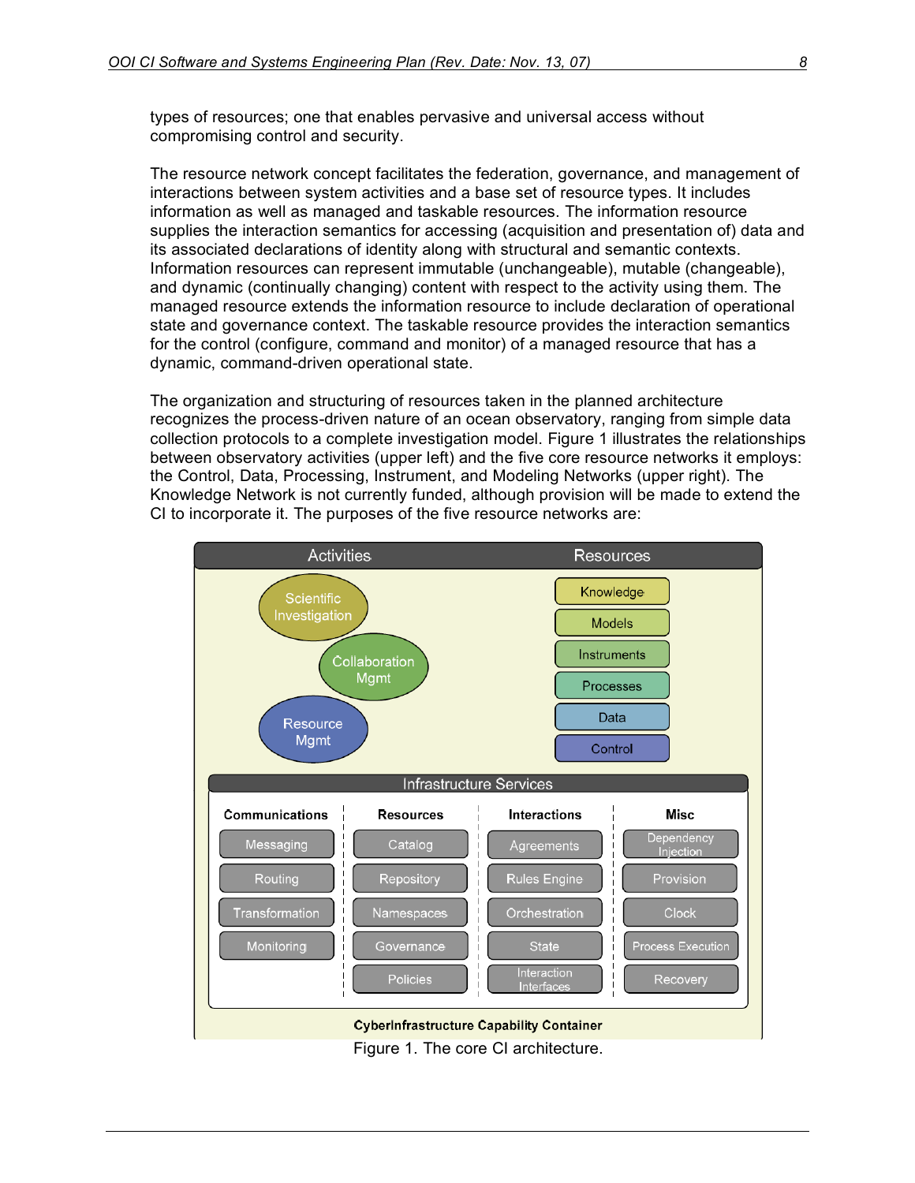types of resources; one that enables pervasive and universal access without compromising control and security.

The resource network concept facilitates the federation, governance, and management of interactions between system activities and a base set of resource types. It includes information as well as managed and taskable resources. The information resource supplies the interaction semantics for accessing (acquisition and presentation of) data and its associated declarations of identity along with structural and semantic contexts. Information resources can represent immutable (unchangeable), mutable (changeable), and dynamic (continually changing) content with respect to the activity using them. The managed resource extends the information resource to include declaration of operational state and governance context. The taskable resource provides the interaction semantics for the control (configure, command and monitor) of a managed resource that has a dynamic, command-driven operational state.

The organization and structuring of resources taken in the planned architecture recognizes the process-driven nature of an ocean observatory, ranging from simple data collection protocols to a complete investigation model. Figure 1 illustrates the relationships between observatory activities (upper left) and the five core resource networks it employs: the Control, Data, Processing, Instrument, and Modeling Networks (upper right). The Knowledge Network is not currently funded, although provision will be made to extend the CI to incorporate it. The purposes of the five resource networks are:

Figure 1. The core CI architecture.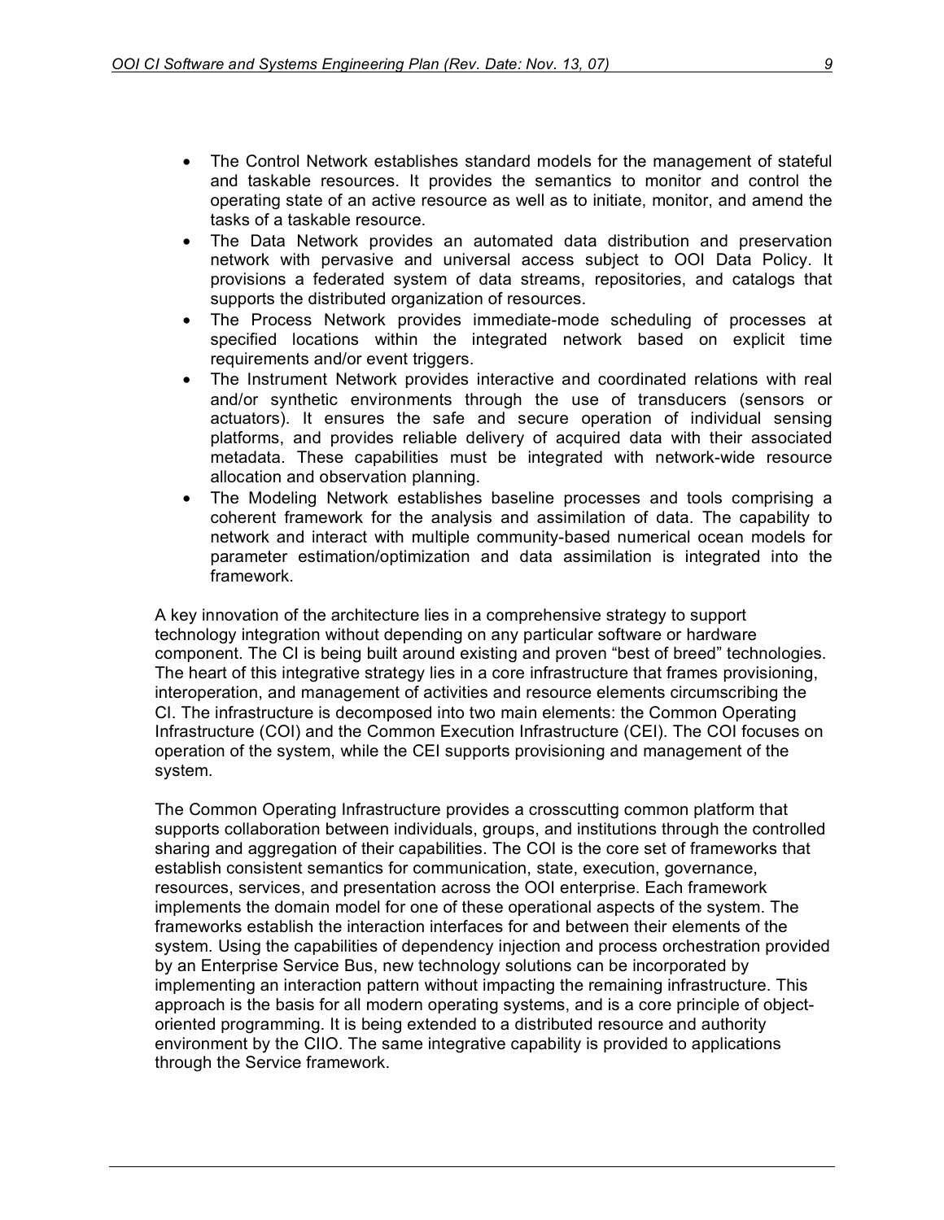- The Control Network establishes standard models for the management of stateful and taskable resources. It provides the semantics to monitor and control the operating state of an active resource as well as to initiate, monitor, and amend the tasks of a taskable resource.
- The Data Network provides an automated data distribution and preservation network with pervasive and universal access subject to OOI Data Policy. It provisions a federated system of data streams, repositories, and catalogs that supports the distributed organization of resources.
- The Process Network provides immediate-mode scheduling of processes at specified locations within the integrated network based on explicit time requirements and/or event triggers.
- The Instrument Network provides interactive and coordinated relations with real and/or synthetic environments through the use of transducers (sensors or actuators). It ensures the safe and secure operation of individual sensing platforms, and provides reliable delivery of acquired data with their associated metadata. These capabilities must be integrated with network-wide resource allocation and observation planning.
- The Modeling Network establishes baseline processes and tools comprising a coherent framework for the analysis and assimilation of data. The capability to network and interact with multiple community-based numerical ocean models for parameter estimation/optimization and data assimilation is integrated into the framework.

A key innovation of the architecture lies in a comprehensive strategy to support technology integration without depending on any particular software or hardware component. The CI is being built around existing and proven "best of breed" technologies. The heart of this integrative strategy lies in a core infrastructure that frames provisioning, interoperation, and management of activities and resource elements circumscribing the CI. The infrastructure is decomposed into two main elements: the Common Operating Infrastructure (COI) and the Common Execution Infrastructure (CEI). The COI focuses on operation of the system, while the CEI supports provisioning and management of the system.

The Common Operating Infrastructure provides a crosscutting common platform that supports collaboration between individuals, groups, and institutions through the controlled sharing and aggregation of their capabilities. The COI is the core set of frameworks that establish consistent semantics for communication, state, execution, governance, resources, services, and presentation across the OOI enterprise. Each framework implements the domain model for one of these operational aspects of the system. The frameworks establish the interaction interfaces for and between their elements of the system. Using the capabilities of dependency injection and process orchestration provided by an Enterprise Service Bus, new technology solutions can be incorporated by implementing an interaction pattern without impacting the remaining infrastructure. This approach is the basis for all modern operating systems, and is a core principle of object-oriented programming. It is being extended to a distributed resource and authority environment by the CIIO. The same integrative capability is provided to applications through the Service framework.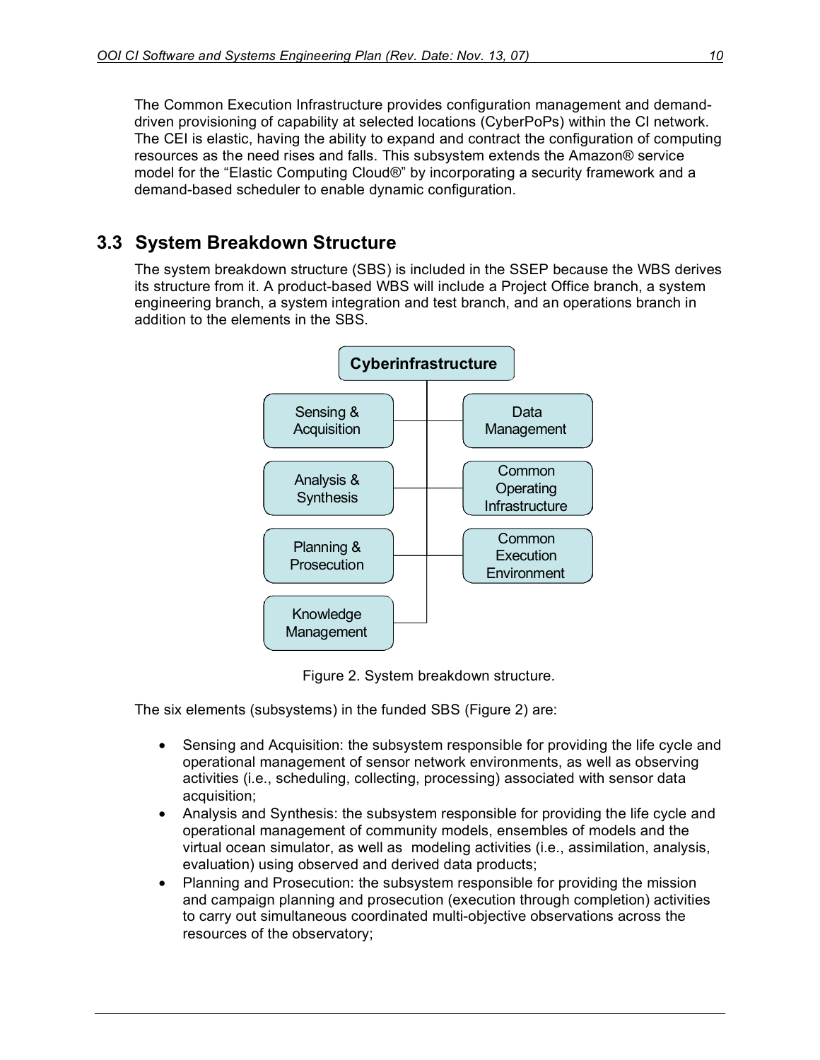The Common Execution Infrastructure provides configuration management and demand-driven provisioning of capability at selected locations (CyberPoPs) within the CI network. The CEI is elastic, having the ability to expand and contract the configuration of computing resources as the need rises and falls. This subsystem extends the Amazon® service model for the "Elastic Computing Cloud®" by incorporating a security framework and a demand-based scheduler to enable dynamic configuration.

## 3.3 System Breakdown Structure

The system breakdown structure (SBS) is included in the SSEP because the WBS derives its structure from it. A product-based WBS will include a Project Office branch, a system engineering branch, a system integration and test branch, and an operations branch in addition to the elements in the SBS.

Figure 2. System breakdown structure.

The six elements (subsystems) in the funded SBS (Figure 2) are:

- Sensing and Acquisition: the subsystem responsible for providing the life cycle and operational management of sensor network environments, as well as observing activities (i.e., scheduling, collecting, processing) associated with sensor data acquisition;
- Analysis and Synthesis: the subsystem responsible for providing the life cycle and operational management of community models, ensembles of models and the virtual ocean simulator, as well as modeling activities (i.e., assimilation, analysis, evaluation) using observed and derived data products;
- Planning and Prosecution: the subsystem responsible for providing the mission and campaign planning and prosecution (execution through completion) activities to carry out simultaneous coordinated multi-objective observations across the resources of the observatory;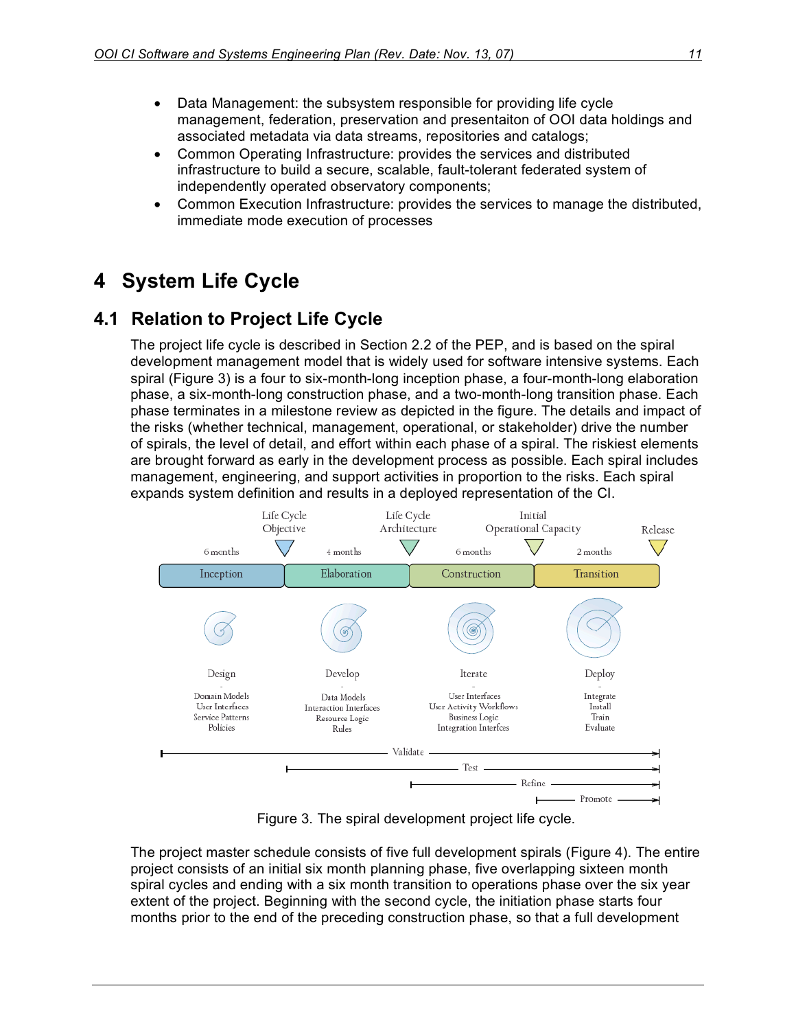- Data Management: the subsystem responsible for providing life cycle management, federation, preservation and presentaiton of OOI data holdings and associated metadata via data streams, repositories and catalogs;
- Common Operating Infrastructure: provides the services and distributed infrastructure to build a secure, scalable, fault-tolerant federated system of independently operated observatory components;
- Common Execution Infrastructure: provides the services to manage the distributed, immediate mode execution of processes

# 4 System Life Cycle

## 4.1 Relation to Project Life Cycle

The project life cycle is described in Section 2.2 of the PEP, and is based on the spiral development management model that is widely used for software intensive systems. Each spiral (Figure 3) is a four to six-month-long inception phase, a four-month-long elaboration phase, a six-month-long construction phase, and a two-month-long transition phase. Each phase terminates in a milestone review as depicted in the figure. The details and impact of the risks (whether technical, management, operational, or stakeholder) drive the number of spirals, the level of detail, and effort within each phase of a spiral. The riskiest elements are brought forward as early in the development process as possible. Each spiral includes management, engineering, and support activities in proportion to the risks. Each spiral expands system definition and results in a deployed representation of the CI.

| Phase | Inception | Elaboration | Construction | Transition |
|---|---|---|---|---|
| Duration | 6 months | 4 months | 6 months | 2 months |
| Milestone | Life Cycle Objective | Life Cycle Architecture | Initial Operational Capacity | Release |
| Activity | Design | Develop | Iterate | Deploy |
| Focus | Domain Models, User Interfaces, Service Patterns, Policies | Data Models, Interaction Interfaces, Resource Logic, Rules | User Interfaces, User Activity Workflows, Business Logic, Integration Interfces | Integrate, Install, Train, Evaluate |

Validate (Inception through Transition); Test (Elaboration through Transition); Refine (Construction through Transition); Promote (Transition)

Figure 3. The spiral development project life cycle.

The project master schedule consists of five full development spirals (Figure 4). The entire project consists of an initial six month planning phase, five overlapping sixteen month spiral cycles and ending with a six month transition to operations phase over the six year extent of the project. Beginning with the second cycle, the initiation phase starts four months prior to the end of the preceding construction phase, so that a full development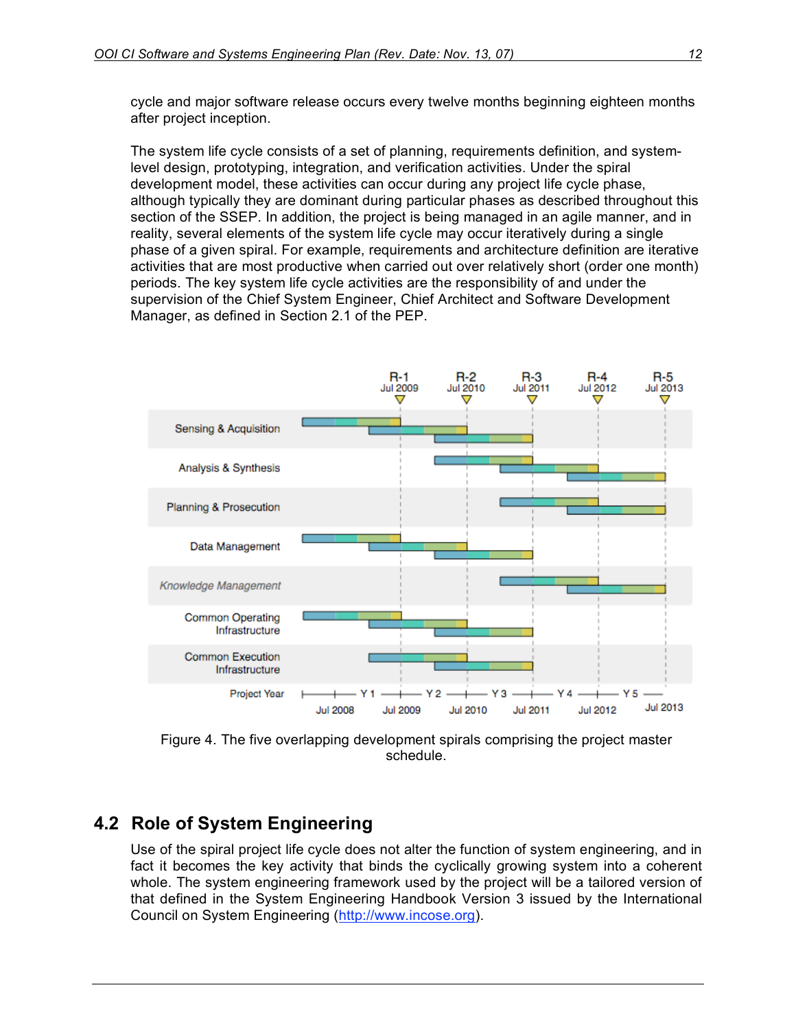cycle and major software release occurs every twelve months beginning eighteen months after project inception.

The system life cycle consists of a set of planning, requirements definition, and system-level design, prototyping, integration, and verification activities. Under the spiral development model, these activities can occur during any project life cycle phase, although typically they are dominant during particular phases as described throughout this section of the SSEP. In addition, the project is being managed in an agile manner, and in reality, several elements of the system life cycle may occur iteratively during a single phase of a given spiral. For example, requirements and architecture definition are iterative activities that are most productive when carried out over relatively short (order one month) periods. The key system life cycle activities are the responsibility of and under the supervision of the Chief System Engineer, Chief Architect and Software Development Manager, as defined in Section 2.1 of the PEP.

Figure 4. The five overlapping development spirals comprising the project master schedule.

## 4.2 Role of System Engineering

Use of the spiral project life cycle does not alter the function of system engineering, and in fact it becomes the key activity that binds the cyclically growing system into a coherent whole. The system engineering framework used by the project will be a tailored version of that defined in the System Engineering Handbook Version 3 issued by the International Council on System Engineering (http://www.incose.org).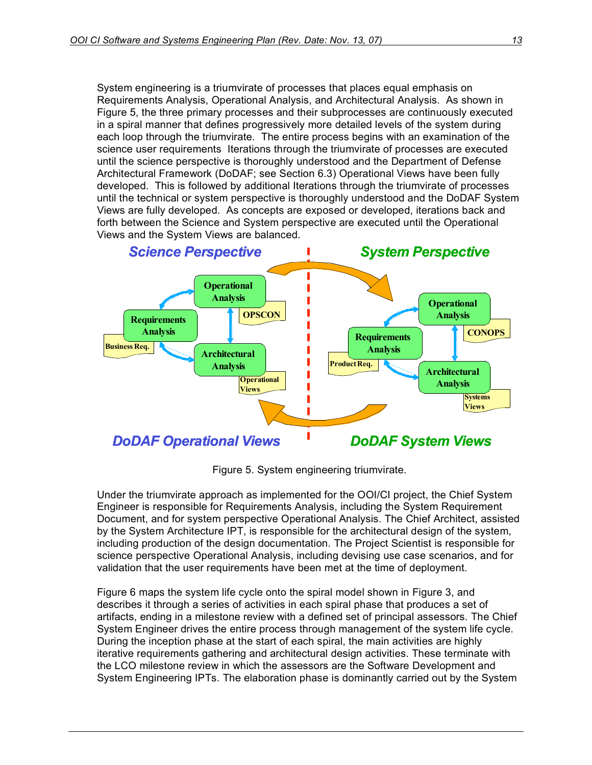System engineering is a triumvirate of processes that places equal emphasis on Requirements Analysis, Operational Analysis, and Architectural Analysis. As shown in Figure 5, the three primary processes and their subprocesses are continuously executed in a spiral manner that defines progressively more detailed levels of the system during each loop through the triumvirate. The entire process begins with an examination of the science user requirements Iterations through the triumvirate of processes are executed until the science perspective is thoroughly understood and the Department of Defense Architectural Framework (DoDAF; see Section 6.3) Operational Views have been fully developed. This is followed by additional Iterations through the triumvirate of processes until the technical or system perspective is thoroughly understood and the DoDAF System Views are fully developed. As concepts are exposed or developed, iterations back and forth between the Science and System perspective are executed until the Operational Views and the System Views are balanced.

Figure 5. System engineering triumvirate.

Under the triumvirate approach as implemented for the OOI/CI project, the Chief System Engineer is responsible for Requirements Analysis, including the System Requirement Document, and for system perspective Operational Analysis. The Chief Architect, assisted by the System Architecture IPT, is responsible for the architectural design of the system, including production of the design documentation. The Project Scientist is responsible for science perspective Operational Analysis, including devising use case scenarios, and for validation that the user requirements have been met at the time of deployment.

Figure 6 maps the system life cycle onto the spiral model shown in Figure 3, and describes it through a series of activities in each spiral phase that produces a set of artifacts, ending in a milestone review with a defined set of principal assessors. The Chief System Engineer drives the entire process through management of the system life cycle. During the inception phase at the start of each spiral, the main activities are highly iterative requirements gathering and architectural design activities. These terminate with the LCO milestone review in which the assessors are the Software Development and System Engineering IPTs. The elaboration phase is dominantly carried out by the System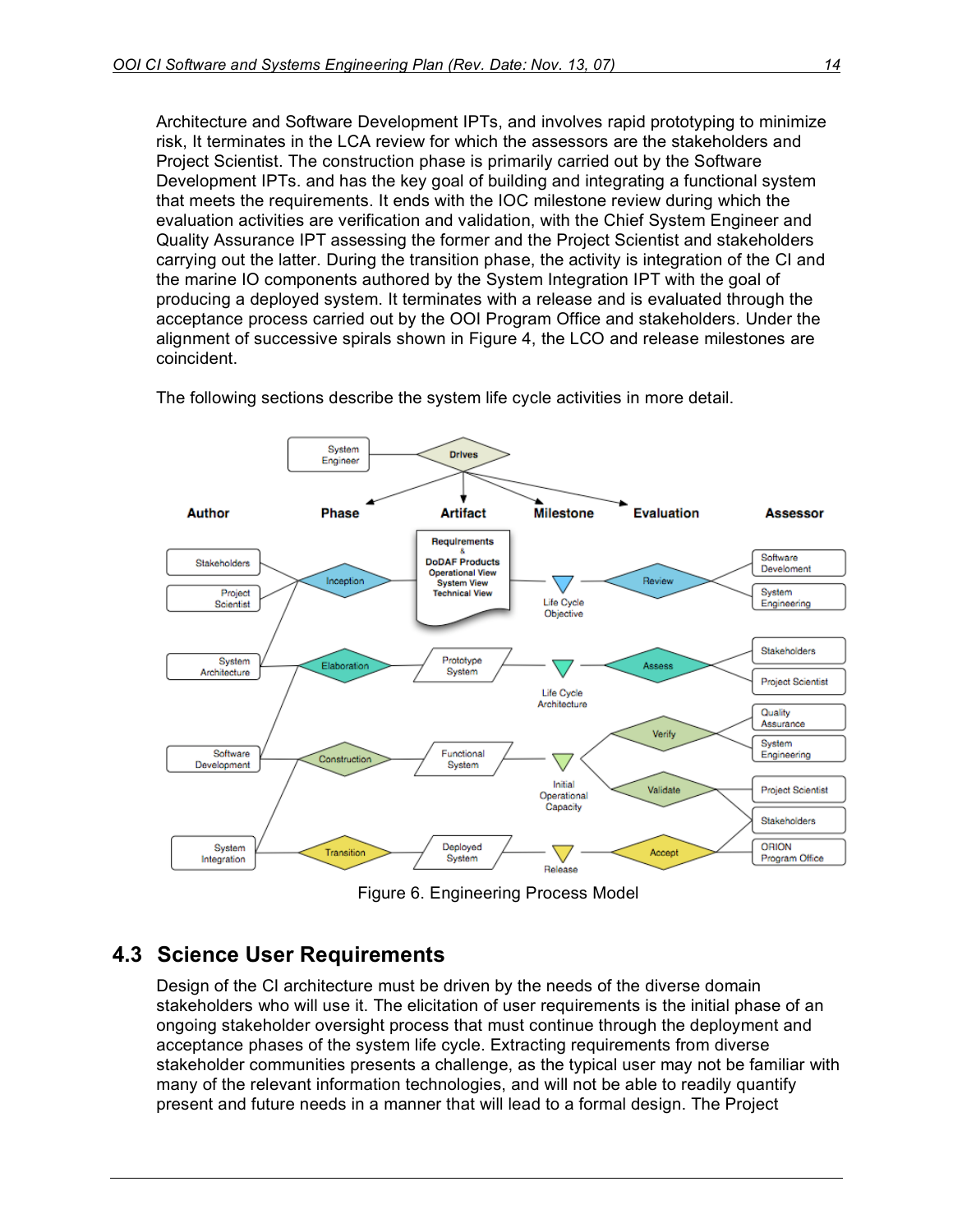Architecture and Software Development IPTs, and involves rapid prototyping to minimize risk, It terminates in the LCA review for which the assessors are the stakeholders and Project Scientist. The construction phase is primarily carried out by the Software Development IPTs. and has the key goal of building and integrating a functional system that meets the requirements. It ends with the IOC milestone review during which the evaluation activities are verification and validation, with the Chief System Engineer and Quality Assurance IPT assessing the former and the Project Scientist and stakeholders carrying out the latter. During the transition phase, the activity is integration of the CI and the marine IO components authored by the System Integration IPT with the goal of producing a deployed system. It terminates with a release and is evaluated through the acceptance process carried out by the OOI Program Office and stakeholders. Under the alignment of successive spirals shown in Figure 4, the LCO and release milestones are coincident.

The following sections describe the system life cycle activities in more detail.

Figure 6. Engineering Process Model

## 4.3 Science User Requirements

Design of the CI architecture must be driven by the needs of the diverse domain stakeholders who will use it. The elicitation of user requirements is the initial phase of an ongoing stakeholder oversight process that must continue through the deployment and acceptance phases of the system life cycle. Extracting requirements from diverse stakeholder communities presents a challenge, as the typical user may not be familiar with many of the relevant information technologies, and will not be able to readily quantify present and future needs in a manner that will lead to a formal design. The Project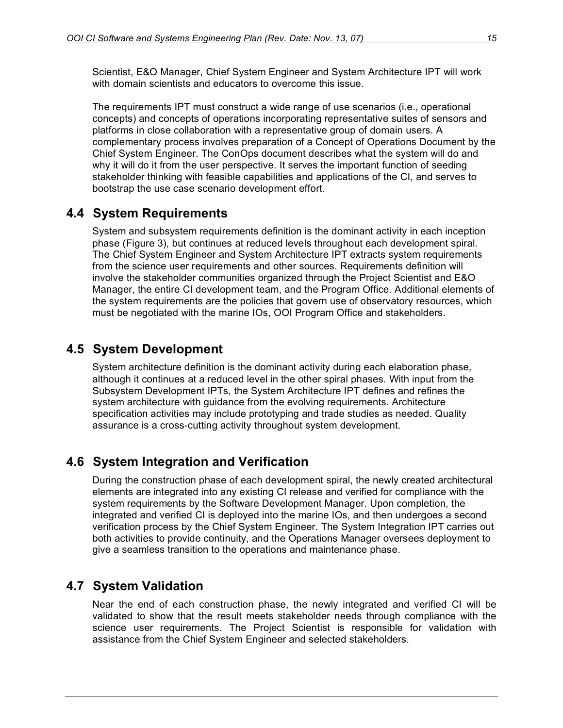Scientist, E&O Manager, Chief System Engineer and System Architecture IPT will work with domain scientists and educators to overcome this issue.

The requirements IPT must construct a wide range of use scenarios (i.e., operational concepts) and concepts of operations incorporating representative suites of sensors and platforms in close collaboration with a representative group of domain users. A complementary process involves preparation of a Concept of Operations Document by the Chief System Engineer. The ConOps document describes what the system will do and why it will do it from the user perspective. It serves the important function of seeding stakeholder thinking with feasible capabilities and applications of the CI, and serves to bootstrap the use case scenario development effort.

## 4.4 System Requirements

System and subsystem requirements definition is the dominant activity in each inception phase (Figure 3), but continues at reduced levels throughout each development spiral. The Chief System Engineer and System Architecture IPT extracts system requirements from the science user requirements and other sources. Requirements definition will involve the stakeholder communities organized through the Project Scientist and E&O Manager, the entire CI development team, and the Program Office. Additional elements of the system requirements are the policies that govern use of observatory resources, which must be negotiated with the marine IOs, OOI Program Office and stakeholders.

## 4.5 System Development

System architecture definition is the dominant activity during each elaboration phase, although it continues at a reduced level in the other spiral phases. With input from the Subsystem Development IPTs, the System Architecture IPT defines and refines the system architecture with guidance from the evolving requirements. Architecture specification activities may include prototyping and trade studies as needed. Quality assurance is a cross-cutting activity throughout system development.

## 4.6 System Integration and Verification

During the construction phase of each development spiral, the newly created architectural elements are integrated into any existing CI release and verified for compliance with the system requirements by the Software Development Manager. Upon completion, the integrated and verified CI is deployed into the marine IOs, and then undergoes a second verification process by the Chief System Engineer. The System Integration IPT carries out both activities to provide continuity, and the Operations Manager oversees deployment to give a seamless transition to the operations and maintenance phase.

## 4.7 System Validation

Near the end of each construction phase, the newly integrated and verified CI will be validated to show that the result meets stakeholder needs through compliance with the science user requirements. The Project Scientist is responsible for validation with assistance from the Chief System Engineer and selected stakeholders.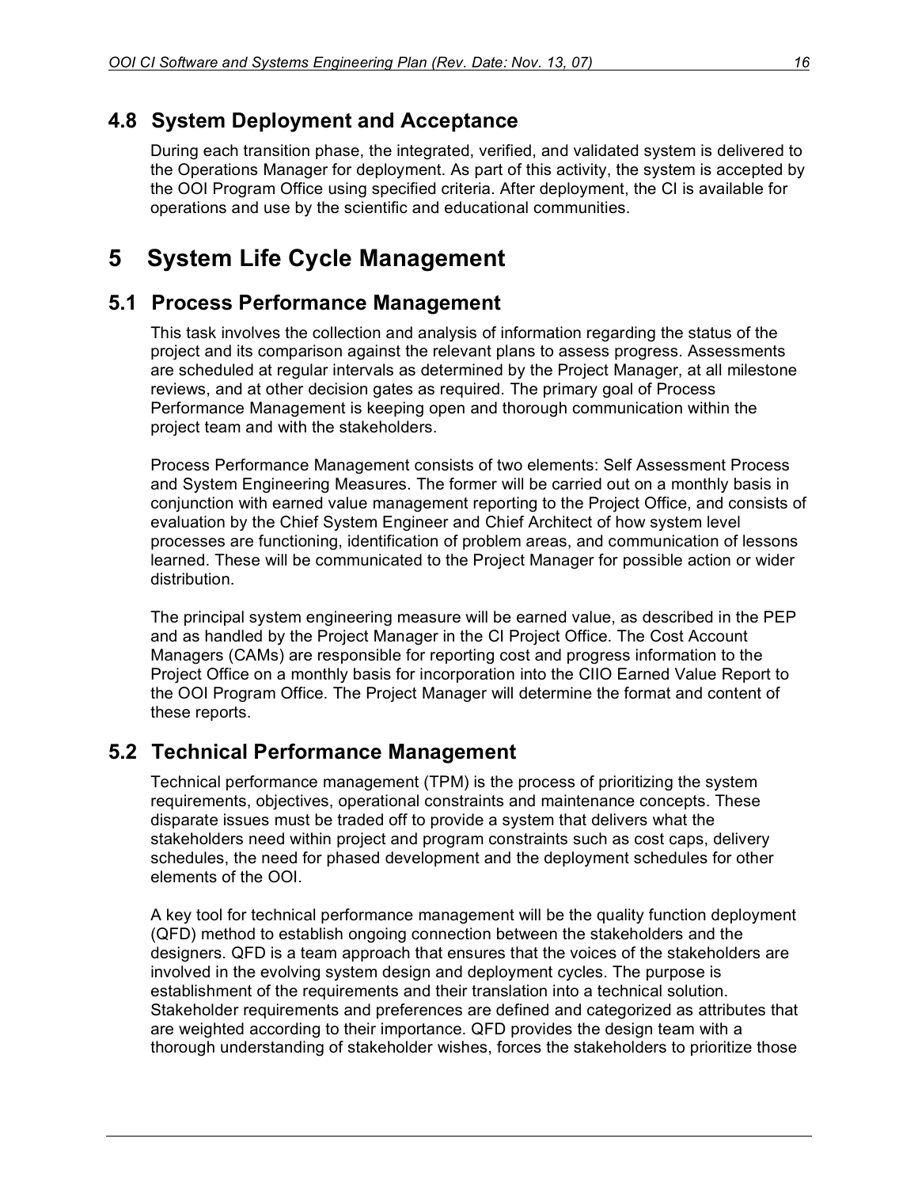## 4.8 System Deployment and Acceptance

During each transition phase, the integrated, verified, and validated system is delivered to the Operations Manager for deployment. As part of this activity, the system is accepted by the OOI Program Office using specified criteria. After deployment, the CI is available for operations and use by the scientific and educational communities.

# 5 System Life Cycle Management

## 5.1 Process Performance Management

This task involves the collection and analysis of information regarding the status of the project and its comparison against the relevant plans to assess progress. Assessments are scheduled at regular intervals as determined by the Project Manager, at all milestone reviews, and at other decision gates as required. The primary goal of Process Performance Management is keeping open and thorough communication within the project team and with the stakeholders.

Process Performance Management consists of two elements: Self Assessment Process and System Engineering Measures. The former will be carried out on a monthly basis in conjunction with earned value management reporting to the Project Office, and consists of evaluation by the Chief System Engineer and Chief Architect of how system level processes are functioning, identification of problem areas, and communication of lessons learned. These will be communicated to the Project Manager for possible action or wider distribution.

The principal system engineering measure will be earned value, as described in the PEP and as handled by the Project Manager in the CI Project Office. The Cost Account Managers (CAMs) are responsible for reporting cost and progress information to the Project Office on a monthly basis for incorporation into the CIIO Earned Value Report to the OOI Program Office. The Project Manager will determine the format and content of these reports.

## 5.2 Technical Performance Management

Technical performance management (TPM) is the process of prioritizing the system requirements, objectives, operational constraints and maintenance concepts. These disparate issues must be traded off to provide a system that delivers what the stakeholders need within project and program constraints such as cost caps, delivery schedules, the need for phased development and the deployment schedules for other elements of the OOI.

A key tool for technical performance management will be the quality function deployment (QFD) method to establish ongoing connection between the stakeholders and the designers. QFD is a team approach that ensures that the voices of the stakeholders are involved in the evolving system design and deployment cycles. The purpose is establishment of the requirements and their translation into a technical solution. Stakeholder requirements and preferences are defined and categorized as attributes that are weighted according to their importance. QFD provides the design team with a thorough understanding of stakeholder wishes, forces the stakeholders to prioritize those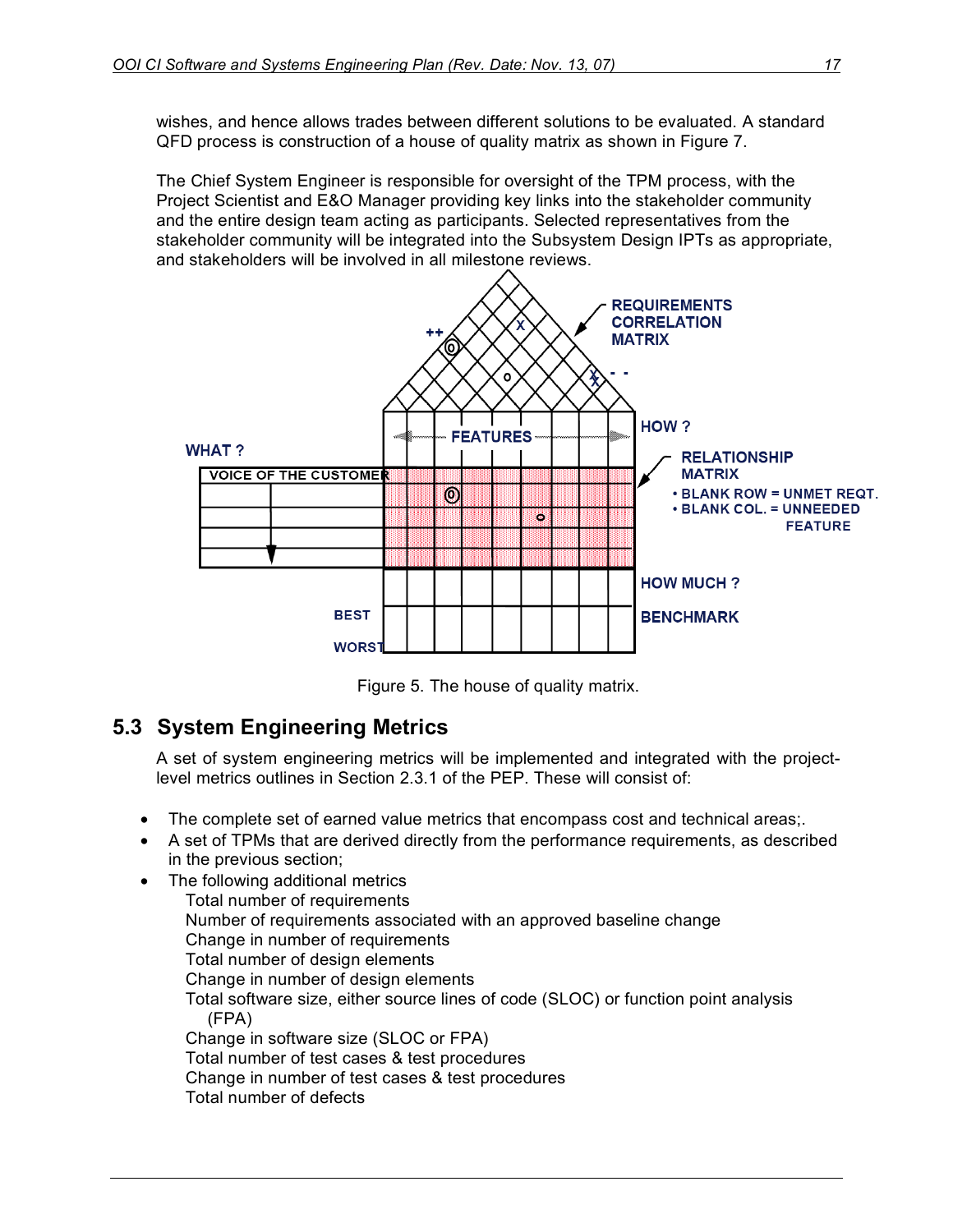wishes, and hence allows trades between different solutions to be evaluated. A standard QFD process is construction of a house of quality matrix as shown in Figure 7.

The Chief System Engineer is responsible for oversight of the TPM process, with the Project Scientist and E&O Manager providing key links into the stakeholder community and the entire design team acting as participants. Selected representatives from the stakeholder community will be integrated into the Subsystem Design IPTs as appropriate, and stakeholders will be involved in all milestone reviews.

Figure 5. The house of quality matrix.

## 5.3 System Engineering Metrics

A set of system engineering metrics will be implemented and integrated with the project-level metrics outlines in Section 2.3.1 of the PEP. These will consist of:

- The complete set of earned value metrics that encompass cost and technical areas;.
- A set of TPMs that are derived directly from the performance requirements, as described in the previous section;
- The following additional metrics
  - Total number of requirements
  - Number of requirements associated with an approved baseline change
  - Change in number of requirements
  - Total number of design elements
  - Change in number of design elements
  - Total software size, either source lines of code (SLOC) or function point analysis (FPA)
  - Change in software size (SLOC or FPA)
  - Total number of test cases & test procedures
  - Change in number of test cases & test procedures
  - Total number of defects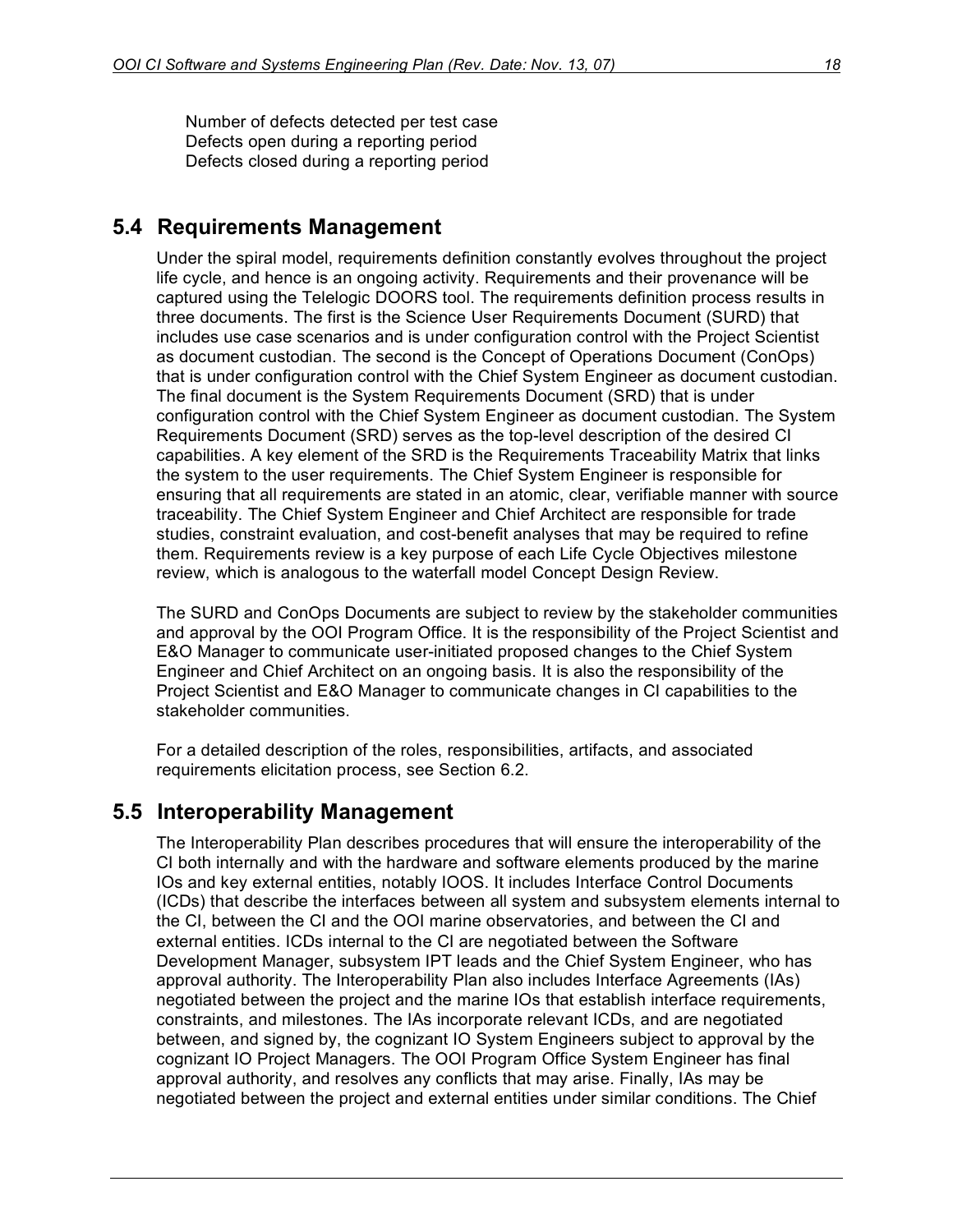Number of defects detected per test case
Defects open during a reporting period
Defects closed during a reporting period

## 5.4 Requirements Management

Under the spiral model, requirements definition constantly evolves throughout the project life cycle, and hence is an ongoing activity. Requirements and their provenance will be captured using the Telelogic DOORS tool. The requirements definition process results in three documents. The first is the Science User Requirements Document (SURD) that includes use case scenarios and is under configuration control with the Project Scientist as document custodian. The second is the Concept of Operations Document (ConOps) that is under configuration control with the Chief System Engineer as document custodian. The final document is the System Requirements Document (SRD) that is under configuration control with the Chief System Engineer as document custodian. The System Requirements Document (SRD) serves as the top-level description of the desired CI capabilities. A key element of the SRD is the Requirements Traceability Matrix that links the system to the user requirements. The Chief System Engineer is responsible for ensuring that all requirements are stated in an atomic, clear, verifiable manner with source traceability. The Chief System Engineer and Chief Architect are responsible for trade studies, constraint evaluation, and cost-benefit analyses that may be required to refine them. Requirements review is a key purpose of each Life Cycle Objectives milestone review, which is analogous to the waterfall model Concept Design Review.

The SURD and ConOps Documents are subject to review by the stakeholder communities and approval by the OOI Program Office. It is the responsibility of the Project Scientist and E&O Manager to communicate user-initiated proposed changes to the Chief System Engineer and Chief Architect on an ongoing basis. It is also the responsibility of the Project Scientist and E&O Manager to communicate changes in CI capabilities to the stakeholder communities.

For a detailed description of the roles, responsibilities, artifacts, and associated requirements elicitation process, see Section 6.2.

## 5.5 Interoperability Management

The Interoperability Plan describes procedures that will ensure the interoperability of the CI both internally and with the hardware and software elements produced by the marine IOs and key external entities, notably IOOS. It includes Interface Control Documents (ICDs) that describe the interfaces between all system and subsystem elements internal to the CI, between the CI and the OOI marine observatories, and between the CI and external entities. ICDs internal to the CI are negotiated between the Software Development Manager, subsystem IPT leads and the Chief System Engineer, who has approval authority. The Interoperability Plan also includes Interface Agreements (IAs) negotiated between the project and the marine IOs that establish interface requirements, constraints, and milestones. The IAs incorporate relevant ICDs, and are negotiated between, and signed by, the cognizant IO System Engineers subject to approval by the cognizant IO Project Managers. The OOI Program Office System Engineer has final approval authority, and resolves any conflicts that may arise. Finally, IAs may be negotiated between the project and external entities under similar conditions. The Chief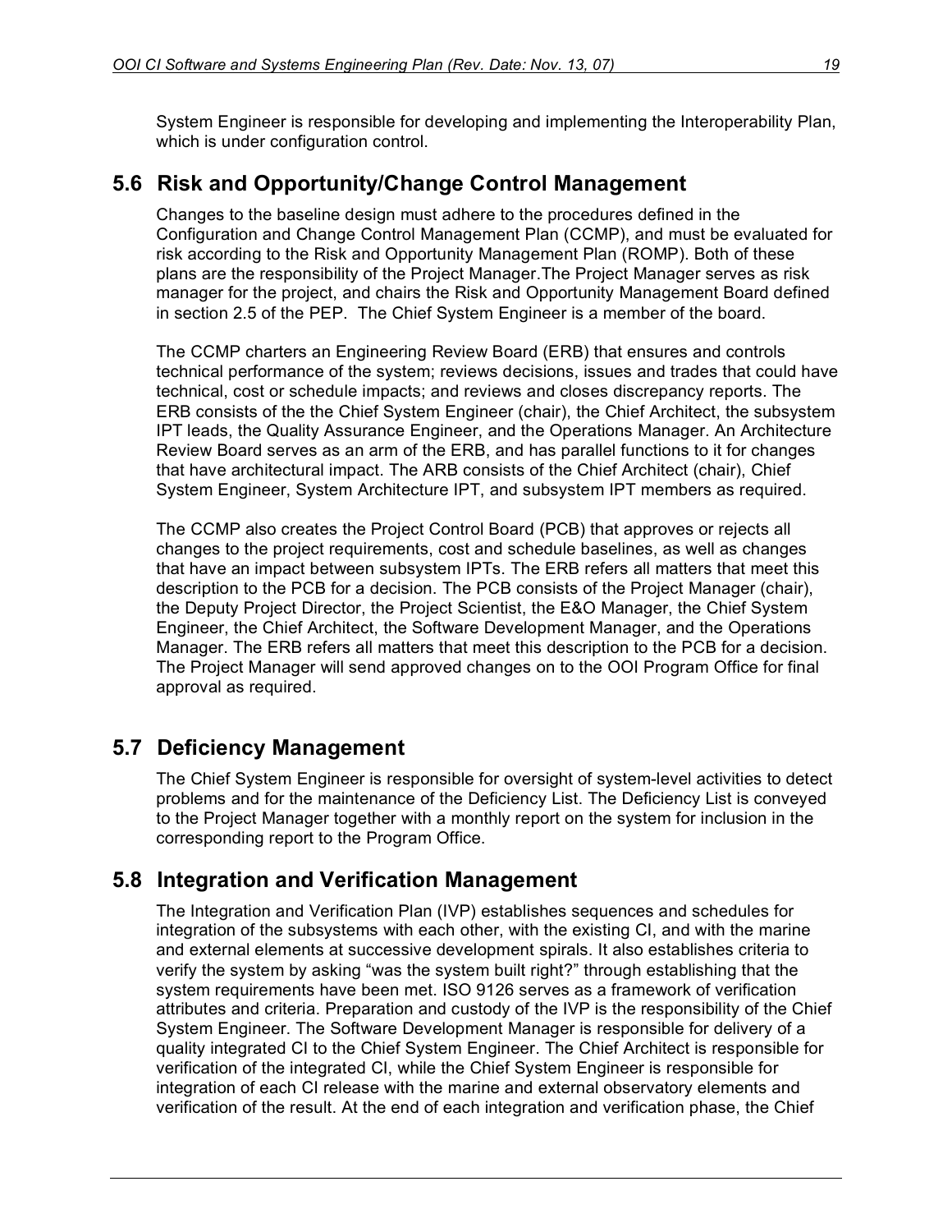System Engineer is responsible for developing and implementing the Interoperability Plan, which is under configuration control.

## 5.6 Risk and Opportunity/Change Control Management

Changes to the baseline design must adhere to the procedures defined in the Configuration and Change Control Management Plan (CCMP), and must be evaluated for risk according to the Risk and Opportunity Management Plan (ROMP). Both of these plans are the responsibility of the Project Manager.The Project Manager serves as risk manager for the project, and chairs the Risk and Opportunity Management Board defined in section 2.5 of the PEP. The Chief System Engineer is a member of the board.

The CCMP charters an Engineering Review Board (ERB) that ensures and controls technical performance of the system; reviews decisions, issues and trades that could have technical, cost or schedule impacts; and reviews and closes discrepancy reports. The ERB consists of the the Chief System Engineer (chair), the Chief Architect, the subsystem IPT leads, the Quality Assurance Engineer, and the Operations Manager. An Architecture Review Board serves as an arm of the ERB, and has parallel functions to it for changes that have architectural impact. The ARB consists of the Chief Architect (chair), Chief System Engineer, System Architecture IPT, and subsystem IPT members as required.

The CCMP also creates the Project Control Board (PCB) that approves or rejects all changes to the project requirements, cost and schedule baselines, as well as changes that have an impact between subsystem IPTs. The ERB refers all matters that meet this description to the PCB for a decision. The PCB consists of the Project Manager (chair), the Deputy Project Director, the Project Scientist, the E&O Manager, the Chief System Engineer, the Chief Architect, the Software Development Manager, and the Operations Manager. The ERB refers all matters that meet this description to the PCB for a decision. The Project Manager will send approved changes on to the OOI Program Office for final approval as required.

## 5.7 Deficiency Management

The Chief System Engineer is responsible for oversight of system-level activities to detect problems and for the maintenance of the Deficiency List. The Deficiency List is conveyed to the Project Manager together with a monthly report on the system for inclusion in the corresponding report to the Program Office.

## 5.8 Integration and Verification Management

The Integration and Verification Plan (IVP) establishes sequences and schedules for integration of the subsystems with each other, with the existing CI, and with the marine and external elements at successive development spirals. It also establishes criteria to verify the system by asking "was the system built right?" through establishing that the system requirements have been met. ISO 9126 serves as a framework of verification attributes and criteria. Preparation and custody of the IVP is the responsibility of the Chief System Engineer. The Software Development Manager is responsible for delivery of a quality integrated CI to the Chief System Engineer. The Chief Architect is responsible for verification of the integrated CI, while the Chief System Engineer is responsible for integration of each CI release with the marine and external observatory elements and verification of the result. At the end of each integration and verification phase, the Chief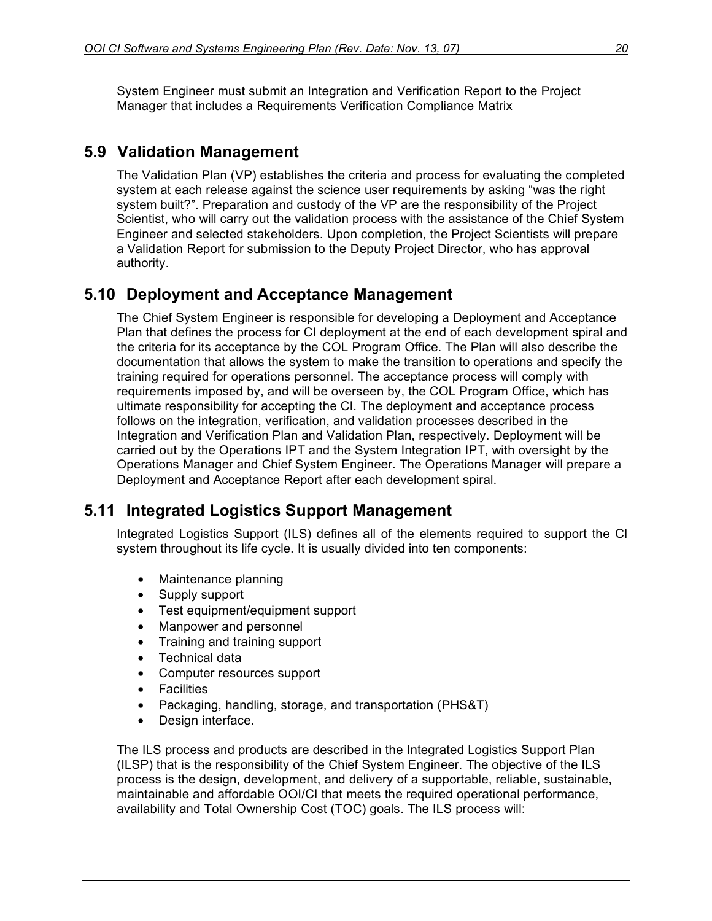System Engineer must submit an Integration and Verification Report to the Project Manager that includes a Requirements Verification Compliance Matrix

## 5.9 Validation Management

The Validation Plan (VP) establishes the criteria and process for evaluating the completed system at each release against the science user requirements by asking "was the right system built?". Preparation and custody of the VP are the responsibility of the Project Scientist, who will carry out the validation process with the assistance of the Chief System Engineer and selected stakeholders. Upon completion, the Project Scientists will prepare a Validation Report for submission to the Deputy Project Director, who has approval authority.

## 5.10 Deployment and Acceptance Management

The Chief System Engineer is responsible for developing a Deployment and Acceptance Plan that defines the process for CI deployment at the end of each development spiral and the criteria for its acceptance by the COL Program Office. The Plan will also describe the documentation that allows the system to make the transition to operations and specify the training required for operations personnel. The acceptance process will comply with requirements imposed by, and will be overseen by, the COL Program Office, which has ultimate responsibility for accepting the CI. The deployment and acceptance process follows on the integration, verification, and validation processes described in the Integration and Verification Plan and Validation Plan, respectively. Deployment will be carried out by the Operations IPT and the System Integration IPT, with oversight by the Operations Manager and Chief System Engineer. The Operations Manager will prepare a Deployment and Acceptance Report after each development spiral.

## 5.11 Integrated Logistics Support Management

Integrated Logistics Support (ILS) defines all of the elements required to support the CI system throughout its life cycle. It is usually divided into ten components:

- Maintenance planning
- Supply support
- Test equipment/equipment support
- Manpower and personnel
- Training and training support
- Technical data
- Computer resources support
- Facilities
- Packaging, handling, storage, and transportation (PHS&T)
- Design interface.

The ILS process and products are described in the Integrated Logistics Support Plan (ILSP) that is the responsibility of the Chief System Engineer. The objective of the ILS process is the design, development, and delivery of a supportable, reliable, sustainable, maintainable and affordable OOI/CI that meets the required operational performance, availability and Total Ownership Cost (TOC) goals. The ILS process will: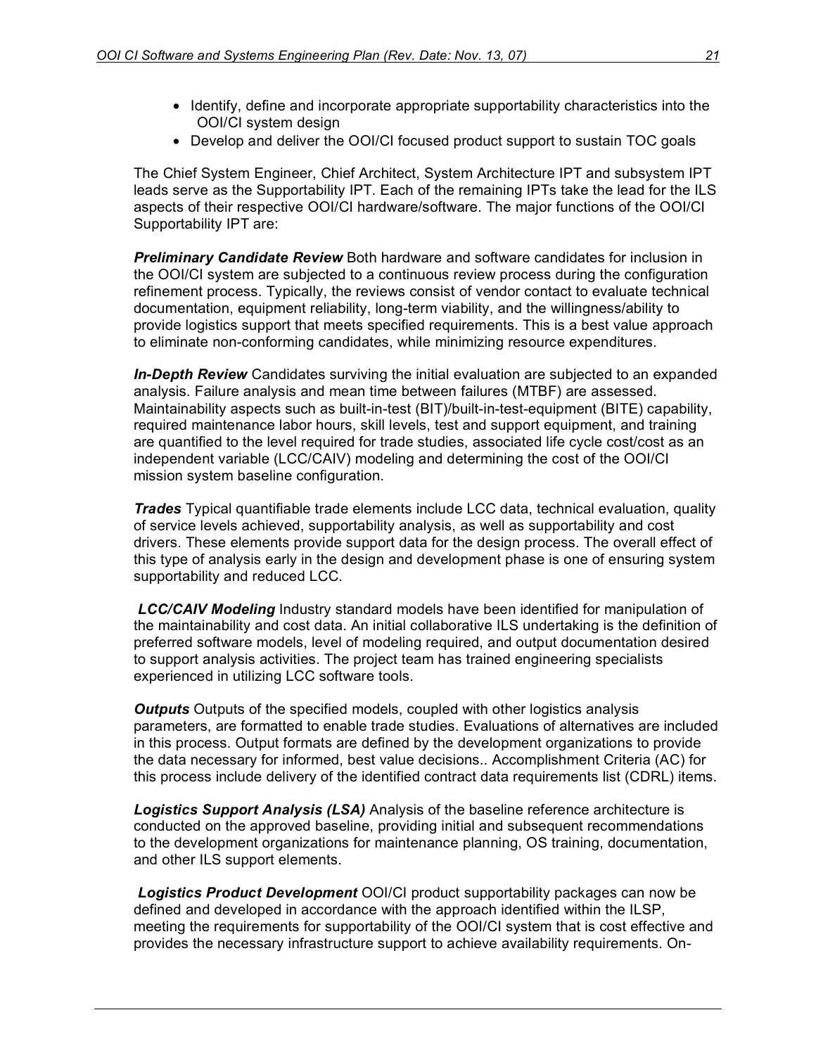- Identify, define and incorporate appropriate supportability characteristics into the OOI/CI system design
- Develop and deliver the OOI/CI focused product support to sustain TOC goals

The Chief System Engineer, Chief Architect, System Architecture IPT and subsystem IPT leads serve as the Supportability IPT. Each of the remaining IPTs take the lead for the ILS aspects of their respective OOI/CI hardware/software. The major functions of the OOI/CI Supportability IPT are:

***Preliminary Candidate Review*** Both hardware and software candidates for inclusion in the OOI/CI system are subjected to a continuous review process during the configuration refinement process. Typically, the reviews consist of vendor contact to evaluate technical documentation, equipment reliability, long-term viability, and the willingness/ability to provide logistics support that meets specified requirements. This is a best value approach to eliminate non-conforming candidates, while minimizing resource expenditures.

***In-Depth Review*** Candidates surviving the initial evaluation are subjected to an expanded analysis. Failure analysis and mean time between failures (MTBF) are assessed. Maintainability aspects such as built-in-test (BIT)/built-in-test-equipment (BITE) capability, required maintenance labor hours, skill levels, test and support equipment, and training are quantified to the level required for trade studies, associated life cycle cost/cost as an independent variable (LCC/CAIV) modeling and determining the cost of the OOI/CI mission system baseline configuration.

***Trades*** Typical quantifiable trade elements include LCC data, technical evaluation, quality of service levels achieved, supportability analysis, as well as supportability and cost drivers. These elements provide support data for the design process. The overall effect of this type of analysis early in the design and development phase is one of ensuring system supportability and reduced LCC.

***LCC/CAIV Modeling*** Industry standard models have been identified for manipulation of the maintainability and cost data. An initial collaborative ILS undertaking is the definition of preferred software models, level of modeling required, and output documentation desired to support analysis activities. The project team has trained engineering specialists experienced in utilizing LCC software tools.

***Outputs*** Outputs of the specified models, coupled with other logistics analysis parameters, are formatted to enable trade studies. Evaluations of alternatives are included in this process. Output formats are defined by the development organizations to provide the data necessary for informed, best value decisions.. Accomplishment Criteria (AC) for this process include delivery of the identified contract data requirements list (CDRL) items.

***Logistics Support Analysis (LSA)*** Analysis of the baseline reference architecture is conducted on the approved baseline, providing initial and subsequent recommendations to the development organizations for maintenance planning, OS training, documentation, and other ILS support elements.

***Logistics Product Development*** OOI/CI product supportability packages can now be defined and developed in accordance with the approach identified within the ILSP, meeting the requirements for supportability of the OOI/CI system that is cost effective and provides the necessary infrastructure support to achieve availability requirements. On-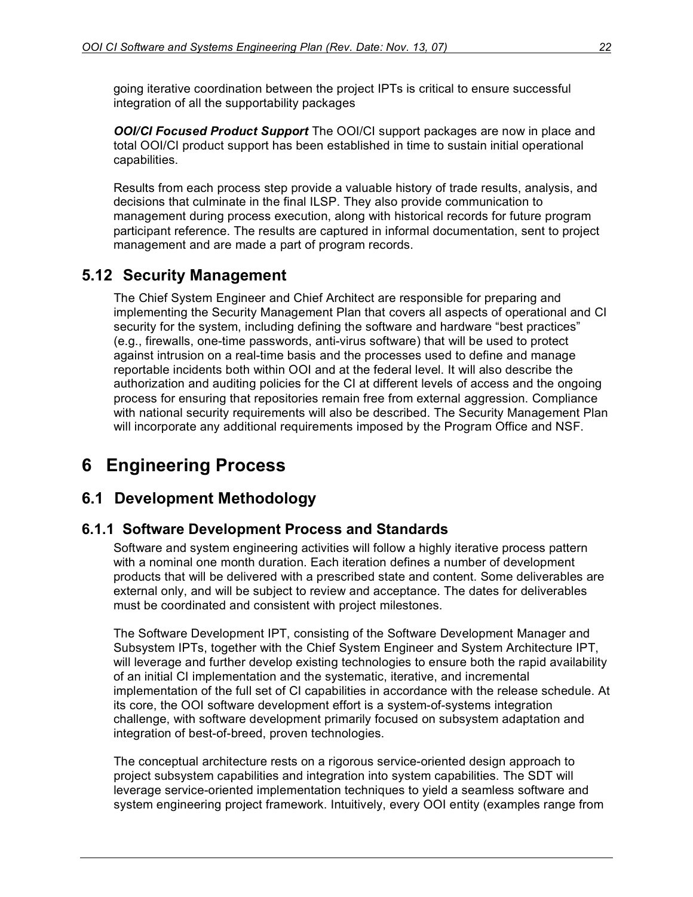going iterative coordination between the project IPTs is critical to ensure successful integration of all the supportability packages

***OOI/CI Focused Product Support*** The OOI/CI support packages are now in place and total OOI/CI product support has been established in time to sustain initial operational capabilities.

Results from each process step provide a valuable history of trade results, analysis, and decisions that culminate in the final ILSP. They also provide communication to management during process execution, along with historical records for future program participant reference. The results are captured in informal documentation, sent to project management and are made a part of program records.

## 5.12 Security Management

The Chief System Engineer and Chief Architect are responsible for preparing and implementing the Security Management Plan that covers all aspects of operational and CI security for the system, including defining the software and hardware "best practices" (e.g., firewalls, one-time passwords, anti-virus software) that will be used to protect against intrusion on a real-time basis and the processes used to define and manage reportable incidents both within OOI and at the federal level. It will also describe the authorization and auditing policies for the CI at different levels of access and the ongoing process for ensuring that repositories remain free from external aggression. Compliance with national security requirements will also be described. The Security Management Plan will incorporate any additional requirements imposed by the Program Office and NSF.

# 6 Engineering Process

## 6.1 Development Methodology

### 6.1.1 Software Development Process and Standards

Software and system engineering activities will follow a highly iterative process pattern with a nominal one month duration. Each iteration defines a number of development products that will be delivered with a prescribed state and content. Some deliverables are external only, and will be subject to review and acceptance. The dates for deliverables must be coordinated and consistent with project milestones.

The Software Development IPT, consisting of the Software Development Manager and Subsystem IPTs, together with the Chief System Engineer and System Architecture IPT, will leverage and further develop existing technologies to ensure both the rapid availability of an initial CI implementation and the systematic, iterative, and incremental implementation of the full set of CI capabilities in accordance with the release schedule. At its core, the OOI software development effort is a system-of-systems integration challenge, with software development primarily focused on subsystem adaptation and integration of best-of-breed, proven technologies.

The conceptual architecture rests on a rigorous service-oriented design approach to project subsystem capabilities and integration into system capabilities. The SDT will leverage service-oriented implementation techniques to yield a seamless software and system engineering project framework. Intuitively, every OOI entity (examples range from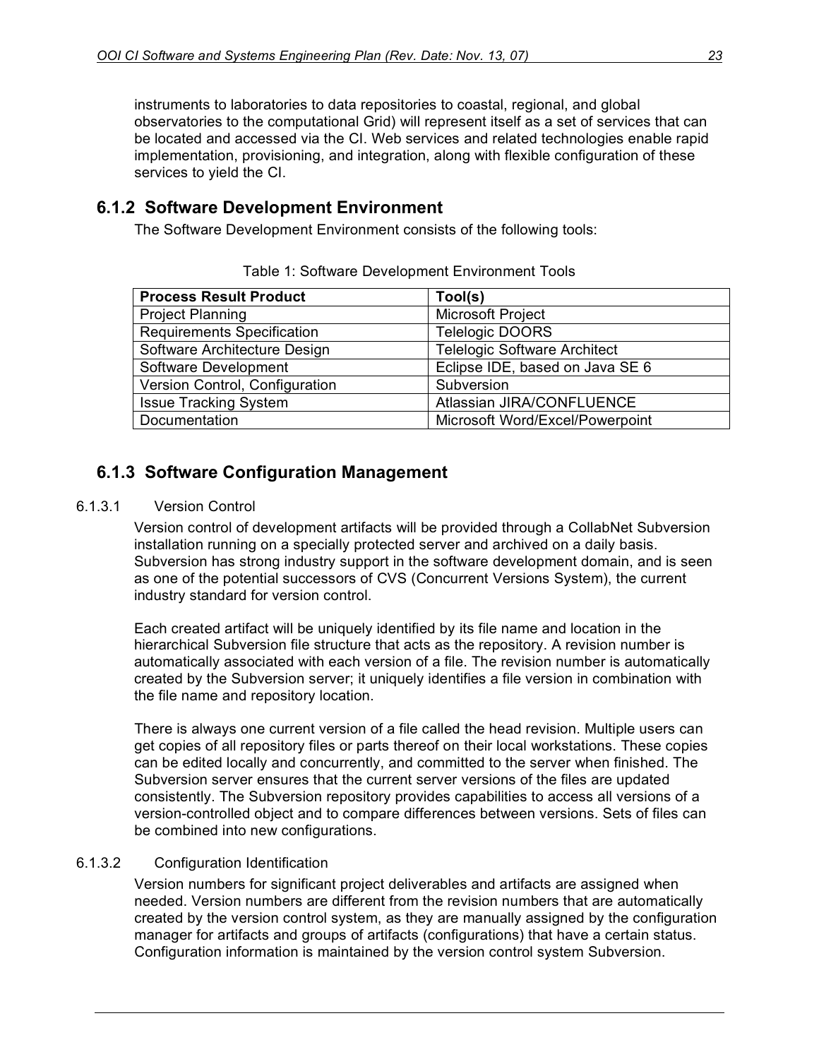instruments to laboratories to data repositories to coastal, regional, and global observatories to the computational Grid) will represent itself as a set of services that can be located and accessed via the CI. Web services and related technologies enable rapid implementation, provisioning, and integration, along with flexible configuration of these services to yield the CI.

### 6.1.2 Software Development Environment

The Software Development Environment consists of the following tools:

Table 1: Software Development Environment Tools

| Process Result Product | Tool(s) |
|---|---|
| Project Planning | Microsoft Project |
| Requirements Specification | Telelogic DOORS |
| Software Architecture Design | Telelogic Software Architect |
| Software Development | Eclipse IDE, based on Java SE 6 |
| Version Control, Configuration | Subversion |
| Issue Tracking System | Atlassian JIRA/CONFLUENCE |
| Documentation | Microsoft Word/Excel/Powerpoint |

### 6.1.3 Software Configuration Management

#### 6.1.3.1 Version Control

Version control of development artifacts will be provided through a CollabNet Subversion installation running on a specially protected server and archived on a daily basis. Subversion has strong industry support in the software development domain, and is seen as one of the potential successors of CVS (Concurrent Versions System), the current industry standard for version control.

Each created artifact will be uniquely identified by its file name and location in the hierarchical Subversion file structure that acts as the repository. A revision number is automatically associated with each version of a file. The revision number is automatically created by the Subversion server; it uniquely identifies a file version in combination with the file name and repository location.

There is always one current version of a file called the head revision. Multiple users can get copies of all repository files or parts thereof on their local workstations. These copies can be edited locally and concurrently, and committed to the server when finished. The Subversion server ensures that the current server versions of the files are updated consistently. The Subversion repository provides capabilities to access all versions of a version-controlled object and to compare differences between versions. Sets of files can be combined into new configurations.

#### 6.1.3.2 Configuration Identification

Version numbers for significant project deliverables and artifacts are assigned when needed. Version numbers are different from the revision numbers that are automatically created by the version control system, as they are manually assigned by the configuration manager for artifacts and groups of artifacts (configurations) that have a certain status. Configuration information is maintained by the version control system Subversion.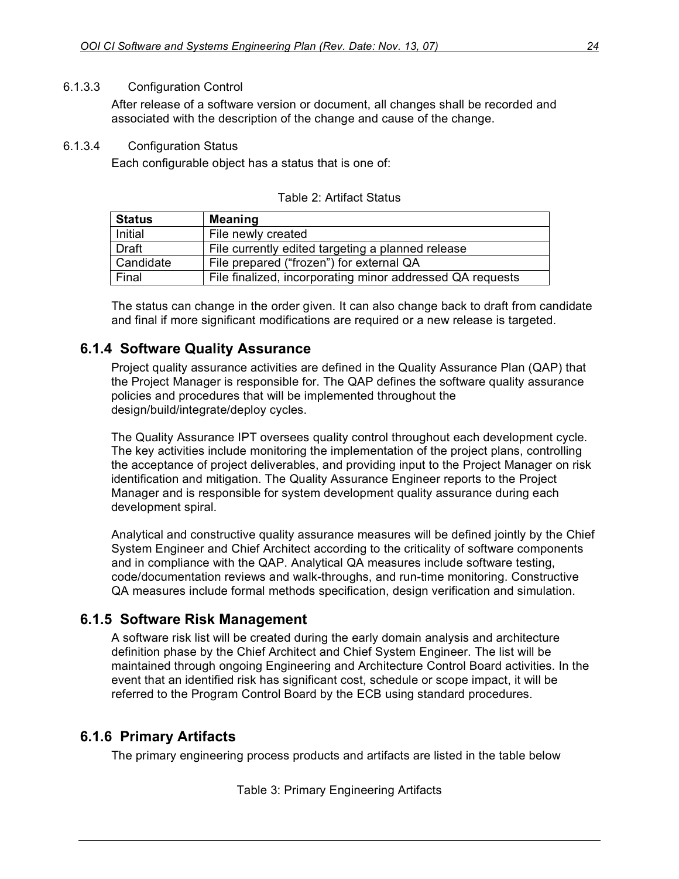#### 6.1.3.3 Configuration Control

After release of a software version or document, all changes shall be recorded and associated with the description of the change and cause of the change.

#### 6.1.3.4 Configuration Status

Each configurable object has a status that is one of:

Table 2: Artifact Status

| Status | Meaning |
| --- | --- |
| Initial | File newly created |
| Draft | File currently edited targeting a planned release |
| Candidate | File prepared (“frozen”) for external QA |
| Final | File finalized, incorporating minor addressed QA requests |

The status can change in the order given. It can also change back to draft from candidate and final if more significant modifications are required or a new release is targeted.

### 6.1.4 Software Quality Assurance

Project quality assurance activities are defined in the Quality Assurance Plan (QAP) that the Project Manager is responsible for. The QAP defines the software quality assurance policies and procedures that will be implemented throughout the design/build/integrate/deploy cycles.

The Quality Assurance IPT oversees quality control throughout each development cycle. The key activities include monitoring the implementation of the project plans, controlling the acceptance of project deliverables, and providing input to the Project Manager on risk identification and mitigation. The Quality Assurance Engineer reports to the Project Manager and is responsible for system development quality assurance during each development spiral.

Analytical and constructive quality assurance measures will be defined jointly by the Chief System Engineer and Chief Architect according to the criticality of software components and in compliance with the QAP. Analytical QA measures include software testing, code/documentation reviews and walk-throughs, and run-time monitoring. Constructive QA measures include formal methods specification, design verification and simulation.

### 6.1.5 Software Risk Management

A software risk list will be created during the early domain analysis and architecture definition phase by the Chief Architect and Chief System Engineer. The list will be maintained through ongoing Engineering and Architecture Control Board activities. In the event that an identified risk has significant cost, schedule or scope impact, it will be referred to the Program Control Board by the ECB using standard procedures.

### 6.1.6 Primary Artifacts

The primary engineering process products and artifacts are listed in the table below

Table 3: Primary Engineering Artifacts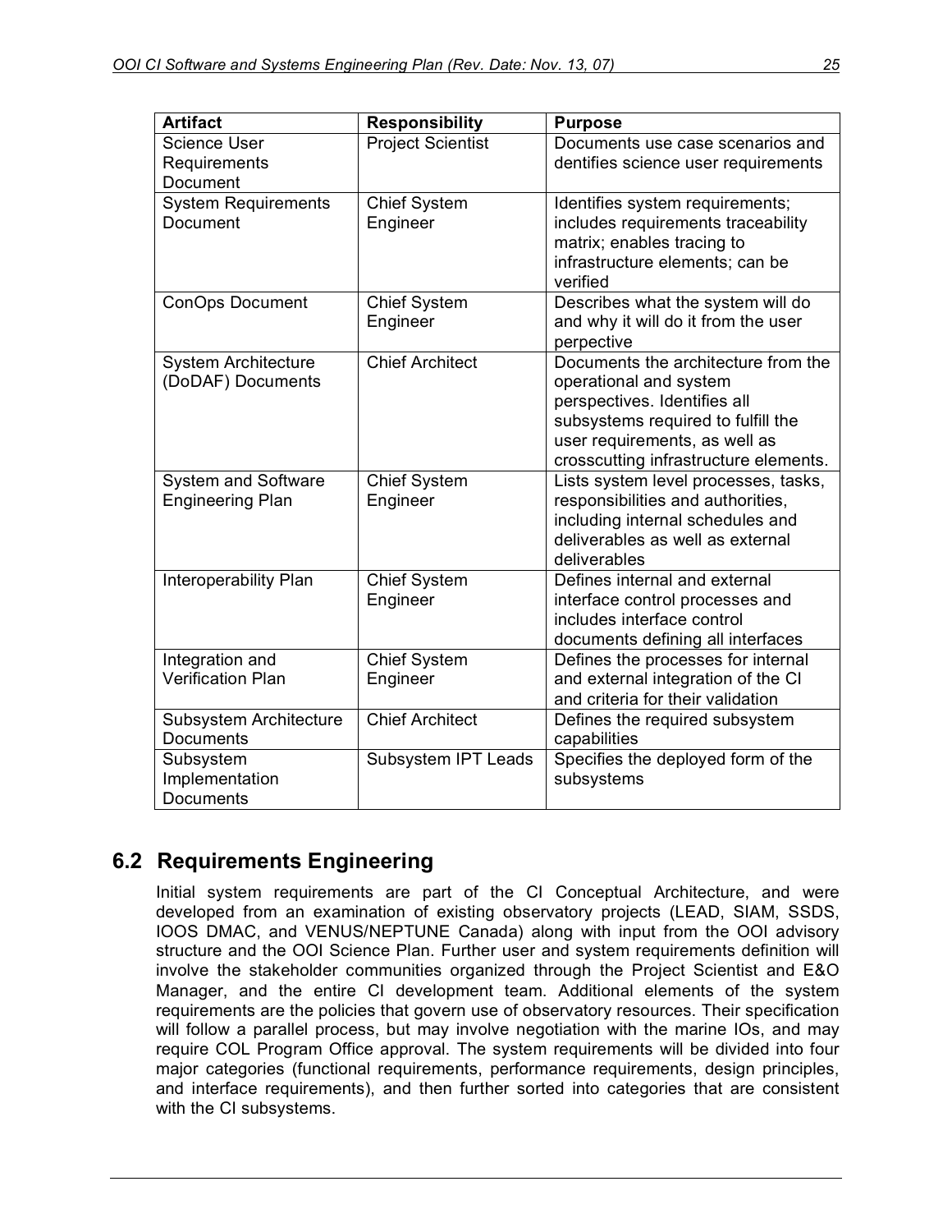| Artifact | Responsibility | Purpose |
|---|---|---|
| Science User Requirements Document | Project Scientist | Documents use case scenarios and dentifies science user requirements |
| System Requirements Document | Chief System Engineer | Identifies system requirements; includes requirements traceability matrix; enables tracing to infrastructure elements; can be verified |
| ConOps Document | Chief System Engineer | Describes what the system will do and why it will do it from the user perpective |
| System Architecture (DoDAF) Documents | Chief Architect | Documents the architecture from the operational and system perspectives. Identifies all subsystems required to fulfill the user requirements, as well as crosscutting infrastructure elements. |
| System and Software Engineering Plan | Chief System Engineer | Lists system level processes, tasks, responsibilities and authorities, including internal schedules and deliverables as well as external deliverables |
| Interoperability Plan | Chief System Engineer | Defines internal and external interface control processes and includes interface control documents defining all interfaces |
| Integration and Verification Plan | Chief System Engineer | Defines the processes for internal and external integration of the CI and criteria for their validation |
| Subsystem Architecture Documents | Chief Architect | Defines the required subsystem capabilities |
| Subsystem Implementation Documents | Subsystem IPT Leads | Specifies the deployed form of the subsystems |

## 6.2 Requirements Engineering

Initial system requirements are part of the CI Conceptual Architecture, and were developed from an examination of existing observatory projects (LEAD, SIAM, SSDS, IOOS DMAC, and VENUS/NEPTUNE Canada) along with input from the OOI advisory structure and the OOI Science Plan. Further user and system requirements definition will involve the stakeholder communities organized through the Project Scientist and E&O Manager, and the entire CI development team. Additional elements of the system requirements are the policies that govern use of observatory resources. Their specification will follow a parallel process, but may involve negotiation with the marine IOs, and may require COL Program Office approval. The system requirements will be divided into four major categories (functional requirements, performance requirements, design principles, and interface requirements), and then further sorted into categories that are consistent with the CI subsystems.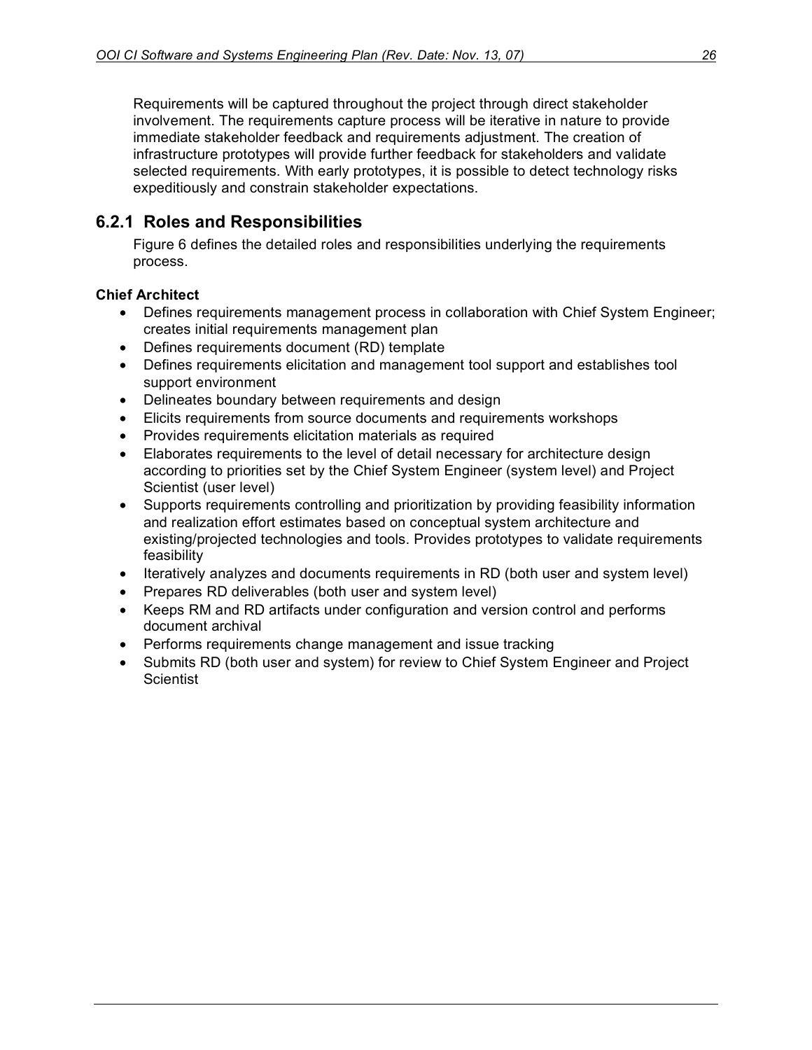Requirements will be captured throughout the project through direct stakeholder involvement. The requirements capture process will be iterative in nature to provide immediate stakeholder feedback and requirements adjustment. The creation of infrastructure prototypes will provide further feedback for stakeholders and validate selected requirements. With early prototypes, it is possible to detect technology risks expeditiously and constrain stakeholder expectations.

### 6.2.1 Roles and Responsibilities

Figure 6 defines the detailed roles and responsibilities underlying the requirements process.

**Chief Architect**

- Defines requirements management process in collaboration with Chief System Engineer; creates initial requirements management plan
- Defines requirements document (RD) template
- Defines requirements elicitation and management tool support and establishes tool support environment
- Delineates boundary between requirements and design
- Elicits requirements from source documents and requirements workshops
- Provides requirements elicitation materials as required
- Elaborates requirements to the level of detail necessary for architecture design according to priorities set by the Chief System Engineer (system level) and Project Scientist (user level)
- Supports requirements controlling and prioritization by providing feasibility information and realization effort estimates based on conceptual system architecture and existing/projected technologies and tools. Provides prototypes to validate requirements feasibility
- Iteratively analyzes and documents requirements in RD (both user and system level)
- Prepares RD deliverables (both user and system level)
- Keeps RM and RD artifacts under configuration and version control and performs document archival
- Performs requirements change management and issue tracking
- Submits RD (both user and system) for review to Chief System Engineer and Project Scientist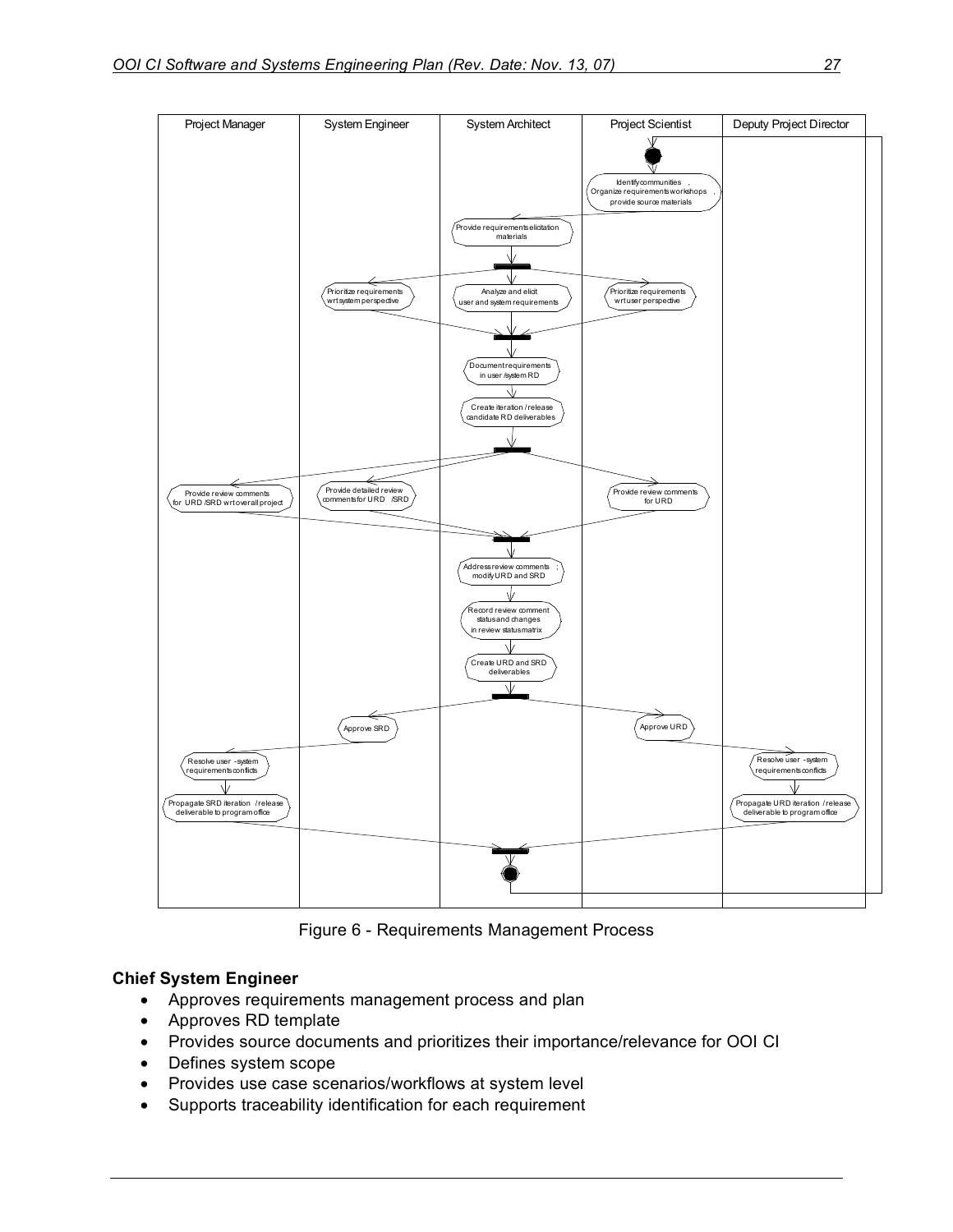Figure 6 - Requirements Management Process

**Chief System Engineer**

- Approves requirements management process and plan
- Approves RD template
- Provides source documents and prioritizes their importance/relevance for OOI CI
- Defines system scope
- Provides use case scenarios/workflows at system level
- Supports traceability identification for each requirement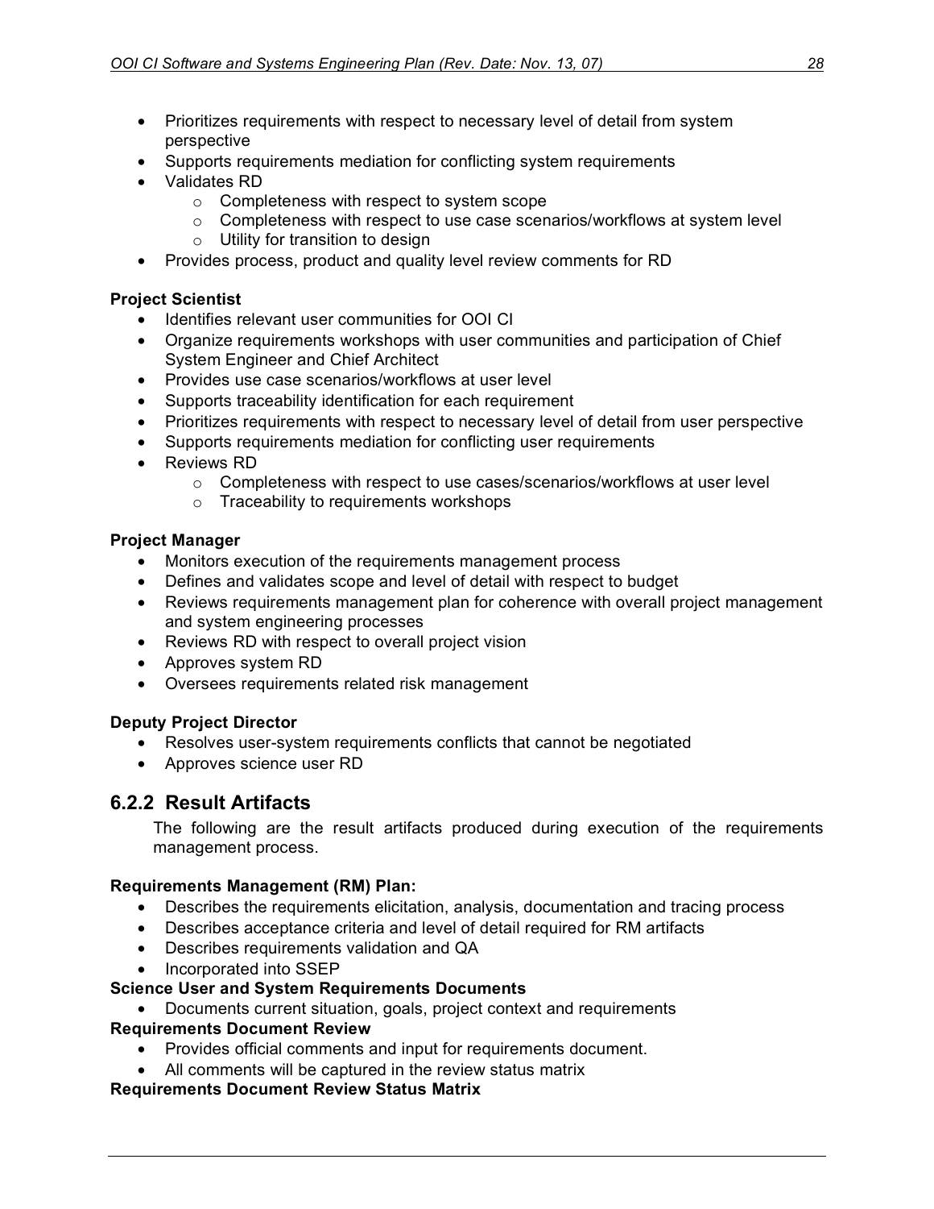- Prioritizes requirements with respect to necessary level of detail from system perspective
- Supports requirements mediation for conflicting system requirements
- Validates RD
  - Completeness with respect to system scope
  - Completeness with respect to use case scenarios/workflows at system level
  - Utility for transition to design
- Provides process, product and quality level review comments for RD

**Project Scientist**

- Identifies relevant user communities for OOI CI
- Organize requirements workshops with user communities and participation of Chief System Engineer and Chief Architect
- Provides use case scenarios/workflows at user level
- Supports traceability identification for each requirement
- Prioritizes requirements with respect to necessary level of detail from user perspective
- Supports requirements mediation for conflicting user requirements
- Reviews RD
  - Completeness with respect to use cases/scenarios/workflows at user level
  - Traceability to requirements workshops

**Project Manager**

- Monitors execution of the requirements management process
- Defines and validates scope and level of detail with respect to budget
- Reviews requirements management plan for coherence with overall project management and system engineering processes
- Reviews RD with respect to overall project vision
- Approves system RD
- Oversees requirements related risk management

**Deputy Project Director**

- Resolves user-system requirements conflicts that cannot be negotiated
- Approves science user RD

### 6.2.2 Result Artifacts

The following are the result artifacts produced during execution of the requirements management process.

**Requirements Management (RM) Plan:**

- Describes the requirements elicitation, analysis, documentation and tracing process
- Describes acceptance criteria and level of detail required for RM artifacts
- Describes requirements validation and QA
- Incorporated into SSEP

**Science User and System Requirements Documents**

- Documents current situation, goals, project context and requirements

**Requirements Document Review**

- Provides official comments and input for requirements document.
- All comments will be captured in the review status matrix

**Requirements Document Review Status Matrix**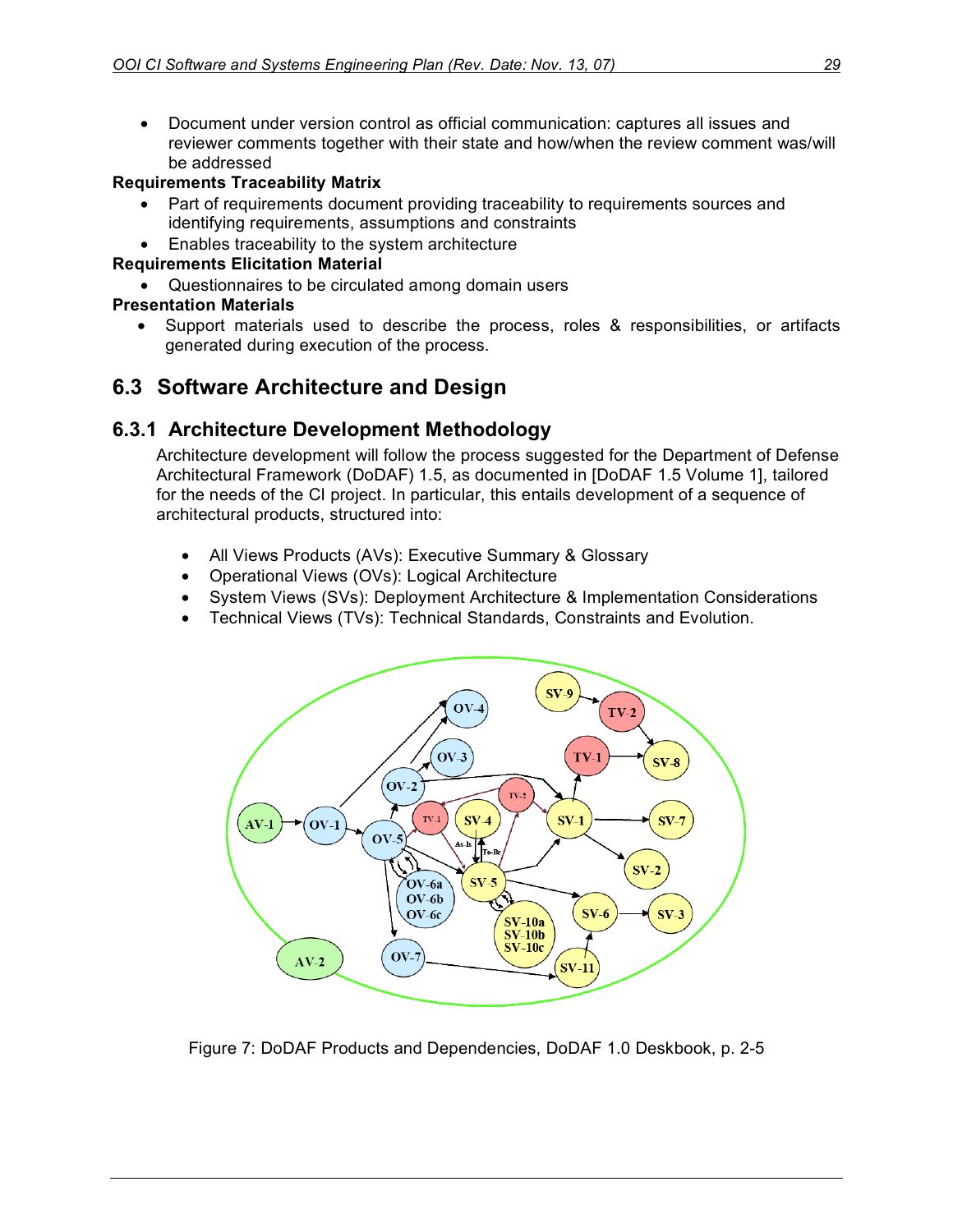- Document under version control as official communication: captures all issues and reviewer comments together with their state and how/when the review comment was/will be addressed

**Requirements Traceability Matrix**

- Part of requirements document providing traceability to requirements sources and identifying requirements, assumptions and constraints
- Enables traceability to the system architecture

**Requirements Elicitation Material**

- Questionnaires to be circulated among domain users

**Presentation Materials**

- Support materials used to describe the process, roles & responsibilities, or artifacts generated during execution of the process.

## 6.3 Software Architecture and Design

### 6.3.1 Architecture Development Methodology

Architecture development will follow the process suggested for the Department of Defense Architectural Framework (DoDAF) 1.5, as documented in [DoDAF 1.5 Volume 1], tailored for the needs of the CI project. In particular, this entails development of a sequence of architectural products, structured into:

- All Views Products (AVs): Executive Summary & Glossary
- Operational Views (OVs): Logical Architecture
- System Views (SVs): Deployment Architecture & Implementation Considerations
- Technical Views (TVs): Technical Standards, Constraints and Evolution.

Figure 7: DoDAF Products and Dependencies, DoDAF 1.0 Deskbook, p. 2-5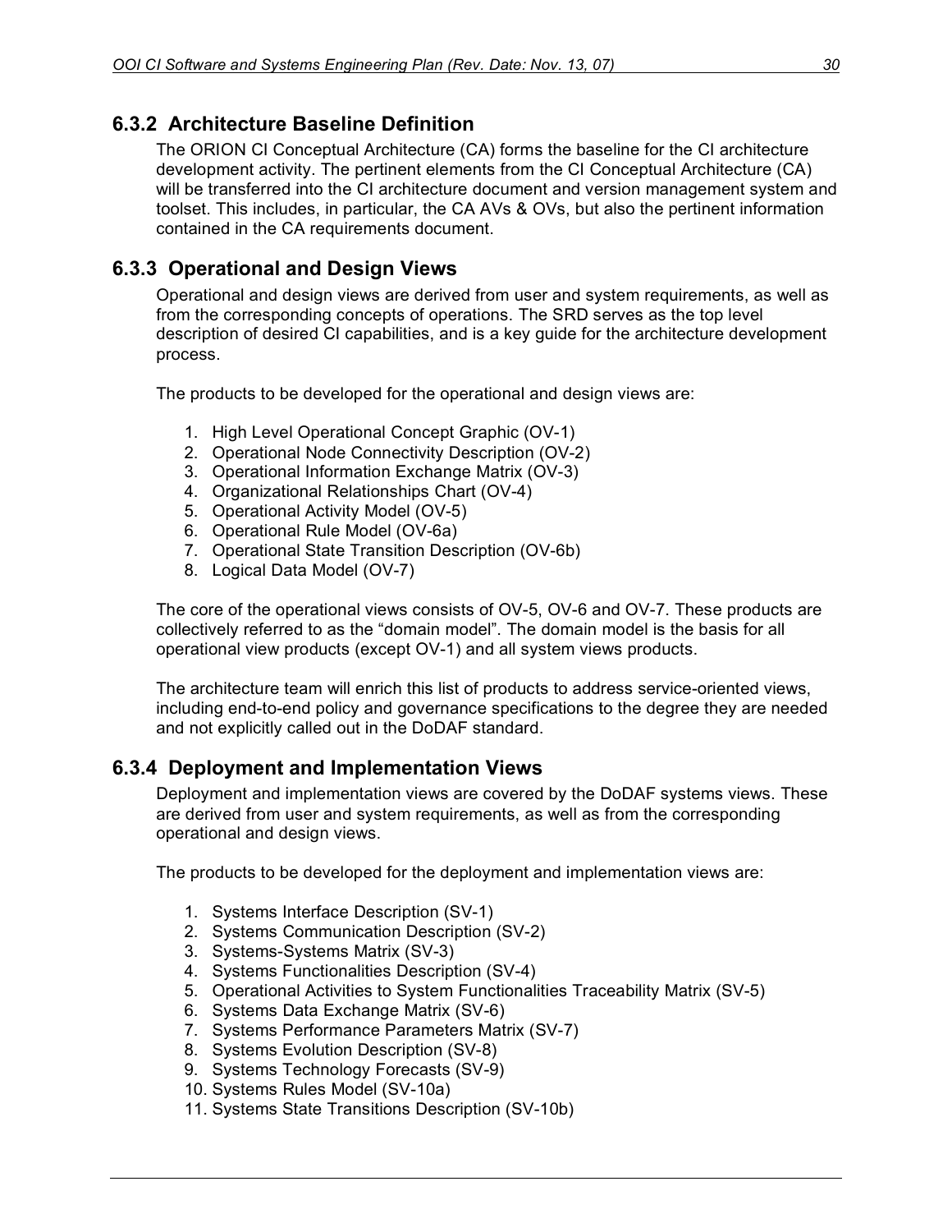### 6.3.2 Architecture Baseline Definition

The ORION CI Conceptual Architecture (CA) forms the baseline for the CI architecture development activity. The pertinent elements from the CI Conceptual Architecture (CA) will be transferred into the CI architecture document and version management system and toolset. This includes, in particular, the CA AVs & OVs, but also the pertinent information contained in the CA requirements document.

### 6.3.3 Operational and Design Views

Operational and design views are derived from user and system requirements, as well as from the corresponding concepts of operations. The SRD serves as the top level description of desired CI capabilities, and is a key guide for the architecture development process.

The products to be developed for the operational and design views are:

1. High Level Operational Concept Graphic (OV-1)
2. Operational Node Connectivity Description (OV-2)
3. Operational Information Exchange Matrix (OV-3)
4. Organizational Relationships Chart (OV-4)
5. Operational Activity Model (OV-5)
6. Operational Rule Model (OV-6a)
7. Operational State Transition Description (OV-6b)
8. Logical Data Model (OV-7)

The core of the operational views consists of OV-5, OV-6 and OV-7. These products are collectively referred to as the "domain model". The domain model is the basis for all operational view products (except OV-1) and all system views products.

The architecture team will enrich this list of products to address service-oriented views, including end-to-end policy and governance specifications to the degree they are needed and not explicitly called out in the DoDAF standard.

### 6.3.4 Deployment and Implementation Views

Deployment and implementation views are covered by the DoDAF systems views. These are derived from user and system requirements, as well as from the corresponding operational and design views.

The products to be developed for the deployment and implementation views are:

1. Systems Interface Description (SV-1)
2. Systems Communication Description (SV-2)
3. Systems-Systems Matrix (SV-3)
4. Systems Functionalities Description (SV-4)
5. Operational Activities to System Functionalities Traceability Matrix (SV-5)
6. Systems Data Exchange Matrix (SV-6)
7. Systems Performance Parameters Matrix (SV-7)
8. Systems Evolution Description (SV-8)
9. Systems Technology Forecasts (SV-9)
10. Systems Rules Model (SV-10a)
11. Systems State Transitions Description (SV-10b)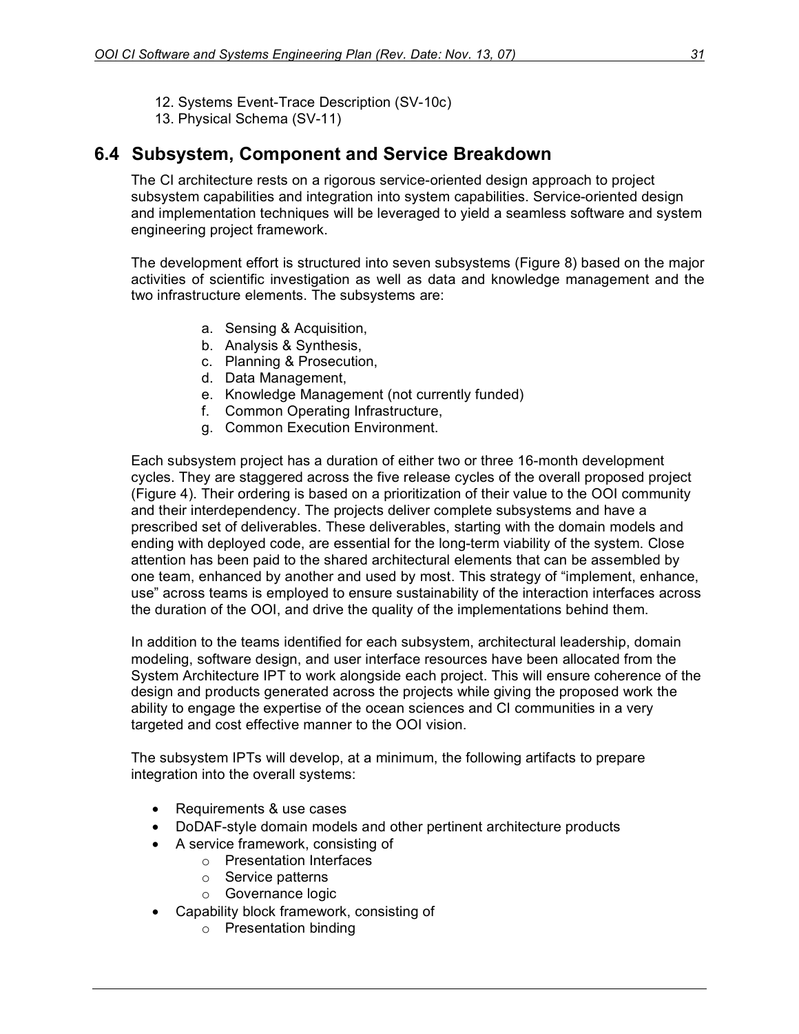12. Systems Event-Trace Description (SV-10c)
13. Physical Schema (SV-11)

## 6.4 Subsystem, Component and Service Breakdown

The CI architecture rests on a rigorous service-oriented design approach to project subsystem capabilities and integration into system capabilities. Service-oriented design and implementation techniques will be leveraged to yield a seamless software and system engineering project framework.

The development effort is structured into seven subsystems (Figure 8) based on the major activities of scientific investigation as well as data and knowledge management and the two infrastructure elements. The subsystems are:

a. Sensing & Acquisition,
b. Analysis & Synthesis,
c. Planning & Prosecution,
d. Data Management,
e. Knowledge Management (not currently funded)
f. Common Operating Infrastructure,
g. Common Execution Environment.

Each subsystem project has a duration of either two or three 16-month development cycles. They are staggered across the five release cycles of the overall proposed project (Figure 4). Their ordering is based on a prioritization of their value to the OOI community and their interdependency. The projects deliver complete subsystems and have a prescribed set of deliverables. These deliverables, starting with the domain models and ending with deployed code, are essential for the long-term viability of the system. Close attention has been paid to the shared architectural elements that can be assembled by one team, enhanced by another and used by most. This strategy of "implement, enhance, use" across teams is employed to ensure sustainability of the interaction interfaces across the duration of the OOI, and drive the quality of the implementations behind them.

In addition to the teams identified for each subsystem, architectural leadership, domain modeling, software design, and user interface resources have been allocated from the System Architecture IPT to work alongside each project. This will ensure coherence of the design and products generated across the projects while giving the proposed work the ability to engage the expertise of the ocean sciences and CI communities in a very targeted and cost effective manner to the OOI vision.

The subsystem IPTs will develop, at a minimum, the following artifacts to prepare integration into the overall systems:

- Requirements & use cases
- DoDAF-style domain models and other pertinent architecture products
- A service framework, consisting of
  - Presentation Interfaces
  - Service patterns
  - Governance logic
- Capability block framework, consisting of
  - Presentation binding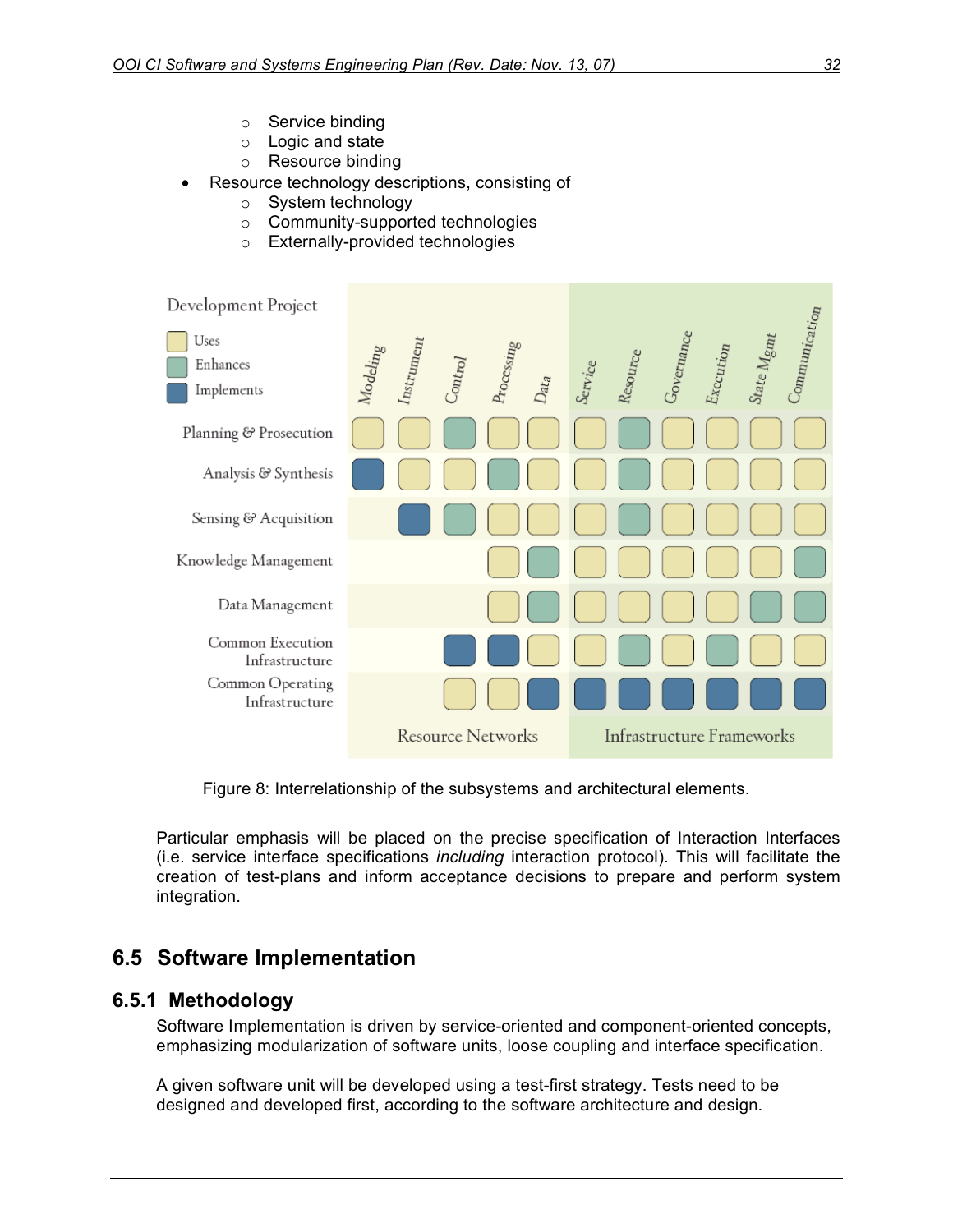- Service binding
- Logic and state
- Resource binding

- Resource technology descriptions, consisting of
  - System technology
  - Community-supported technologies
  - Externally-provided technologies

| Development Project | Resource Networks | | | | | Infrastructure Frameworks | | | | | |
|---|---|---|---|---|---|---|---|---|---|---|---|
| | Modeling | Instrument | Control | Processing | Data | Service | Resource | Governance | Execution | State Mgmt | Communication |
| Planning & Prosecution | Uses | Uses | Enhances | Uses | Uses | Uses | Enhances | Uses | Uses | Uses | Uses |
| Analysis & Synthesis | Implements | Uses | Uses | Enhances | Uses | Uses | Enhances | Uses | Uses | Uses | Uses |
| Sensing & Acquisition | | Implements | Enhances | Uses | Uses | Uses | Enhances | Uses | Uses | Uses | Uses |
| Knowledge Management | | | | Uses | Enhances | Uses | Uses | Uses | Uses | Uses | Enhances |
| Data Management | | | | Uses | Enhances | Uses | Uses | Uses | Uses | Enhances | Enhances |
| Common Execution Infrastructure | | | Implements | Implements | Uses | Uses | Enhances | Uses | Enhances | Uses | Uses |
| Common Operating Infrastructure | | | Uses | Uses | Implements | Implements | Implements | Implements | Implements | Implements | Implements |

Figure 8: Interrelationship of the subsystems and architectural elements.

Particular emphasis will be placed on the precise specification of Interaction Interfaces (i.e. service interface specifications *including* interaction protocol). This will facilitate the creation of test-plans and inform acceptance decisions to prepare and perform system integration.

## 6.5 Software Implementation

### 6.5.1 Methodology

Software Implementation is driven by service-oriented and component-oriented concepts, emphasizing modularization of software units, loose coupling and interface specification.

A given software unit will be developed using a test-first strategy. Tests need to be designed and developed first, according to the software architecture and design.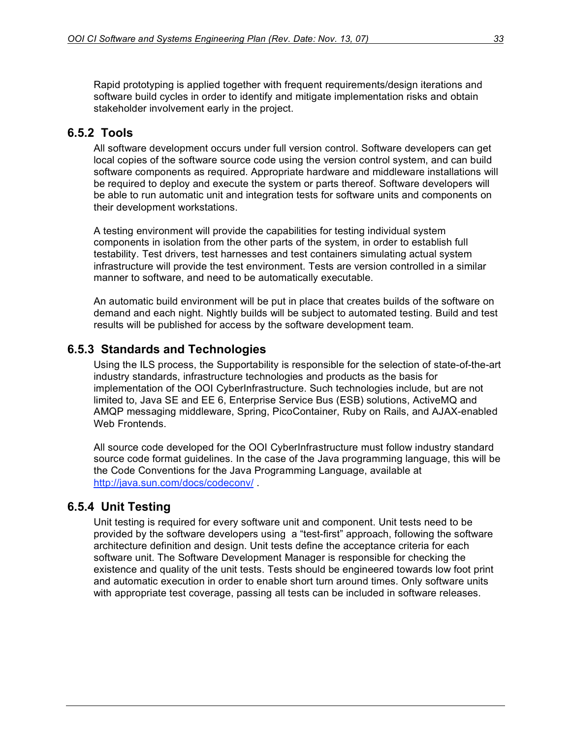Rapid prototyping is applied together with frequent requirements/design iterations and software build cycles in order to identify and mitigate implementation risks and obtain stakeholder involvement early in the project.

### 6.5.2 Tools

All software development occurs under full version control. Software developers can get local copies of the software source code using the version control system, and can build software components as required. Appropriate hardware and middleware installations will be required to deploy and execute the system or parts thereof. Software developers will be able to run automatic unit and integration tests for software units and components on their development workstations.

A testing environment will provide the capabilities for testing individual system components in isolation from the other parts of the system, in order to establish full testability. Test drivers, test harnesses and test containers simulating actual system infrastructure will provide the test environment. Tests are version controlled in a similar manner to software, and need to be automatically executable.

An automatic build environment will be put in place that creates builds of the software on demand and each night. Nightly builds will be subject to automated testing. Build and test results will be published for access by the software development team.

### 6.5.3 Standards and Technologies

Using the ILS process, the Supportability is responsible for the selection of state-of-the-art industry standards, infrastructure technologies and products as the basis for implementation of the OOI CyberInfrastructure. Such technologies include, but are not limited to, Java SE and EE 6, Enterprise Service Bus (ESB) solutions, ActiveMQ and AMQP messaging middleware, Spring, PicoContainer, Ruby on Rails, and AJAX-enabled Web Frontends.

All source code developed for the OOI CyberInfrastructure must follow industry standard source code format guidelines. In the case of the Java programming language, this will be the Code Conventions for the Java Programming Language, available at http://java.sun.com/docs/codeconv/ .

### 6.5.4 Unit Testing

Unit testing is required for every software unit and component. Unit tests need to be provided by the software developers using a "test-first" approach, following the software architecture definition and design. Unit tests define the acceptance criteria for each software unit. The Software Development Manager is responsible for checking the existence and quality of the unit tests. Tests should be engineered towards low foot print and automatic execution in order to enable short turn around times. Only software units with appropriate test coverage, passing all tests can be included in software releases.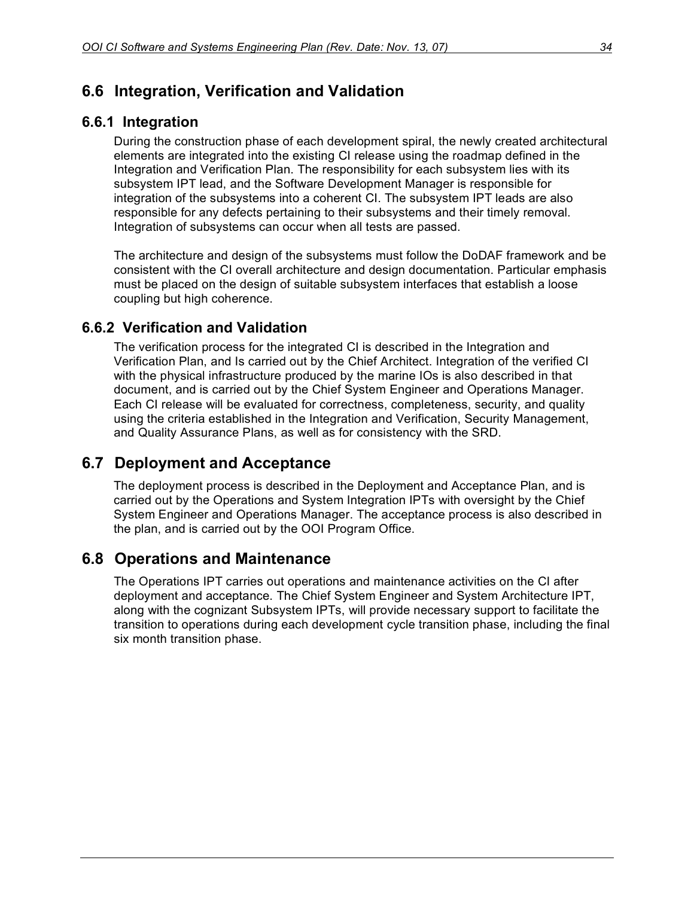## 6.6 Integration, Verification and Validation

### 6.6.1 Integration

During the construction phase of each development spiral, the newly created architectural elements are integrated into the existing CI release using the roadmap defined in the Integration and Verification Plan. The responsibility for each subsystem lies with its subsystem IPT lead, and the Software Development Manager is responsible for integration of the subsystems into a coherent CI. The subsystem IPT leads are also responsible for any defects pertaining to their subsystems and their timely removal. Integration of subsystems can occur when all tests are passed.

The architecture and design of the subsystems must follow the DoDAF framework and be consistent with the CI overall architecture and design documentation. Particular emphasis must be placed on the design of suitable subsystem interfaces that establish a loose coupling but high coherence.

### 6.6.2 Verification and Validation

The verification process for the integrated CI is described in the Integration and Verification Plan, and Is carried out by the Chief Architect. Integration of the verified CI with the physical infrastructure produced by the marine IOs is also described in that document, and is carried out by the Chief System Engineer and Operations Manager. Each CI release will be evaluated for correctness, completeness, security, and quality using the criteria established in the Integration and Verification, Security Management, and Quality Assurance Plans, as well as for consistency with the SRD.

## 6.7 Deployment and Acceptance

The deployment process is described in the Deployment and Acceptance Plan, and is carried out by the Operations and System Integration IPTs with oversight by the Chief System Engineer and Operations Manager. The acceptance process is also described in the plan, and is carried out by the OOI Program Office.

## 6.8 Operations and Maintenance

The Operations IPT carries out operations and maintenance activities on the CI after deployment and acceptance. The Chief System Engineer and System Architecture IPT, along with the cognizant Subsystem IPTs, will provide necessary support to facilitate the transition to operations during each development cycle transition phase, including the final six month transition phase.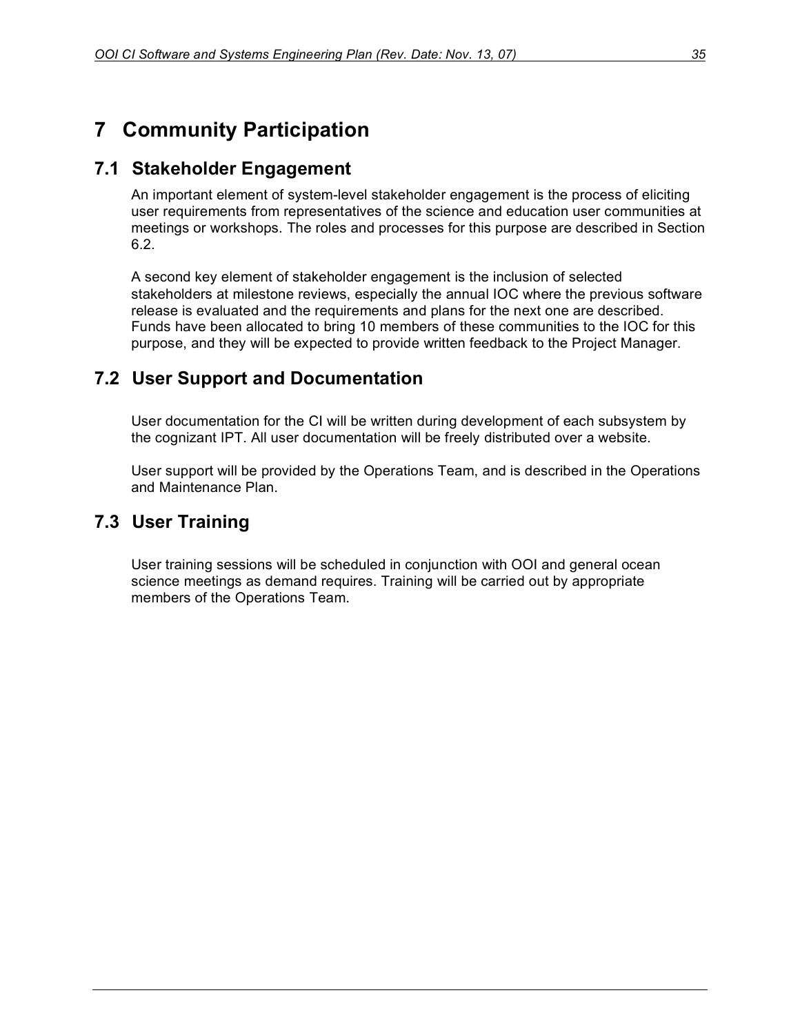# 7 Community Participation

## 7.1 Stakeholder Engagement

An important element of system-level stakeholder engagement is the process of eliciting user requirements from representatives of the science and education user communities at meetings or workshops. The roles and processes for this purpose are described in Section 6.2.

A second key element of stakeholder engagement is the inclusion of selected stakeholders at milestone reviews, especially the annual IOC where the previous software release is evaluated and the requirements and plans for the next one are described. Funds have been allocated to bring 10 members of these communities to the IOC for this purpose, and they will be expected to provide written feedback to the Project Manager.

## 7.2 User Support and Documentation

User documentation for the CI will be written during development of each subsystem by the cognizant IPT. All user documentation will be freely distributed over a website.

User support will be provided by the Operations Team, and is described in the Operations and Maintenance Plan.

## 7.3 User Training

User training sessions will be scheduled in conjunction with OOI and general ocean science meetings as demand requires. Training will be carried out by appropriate members of the Operations Team.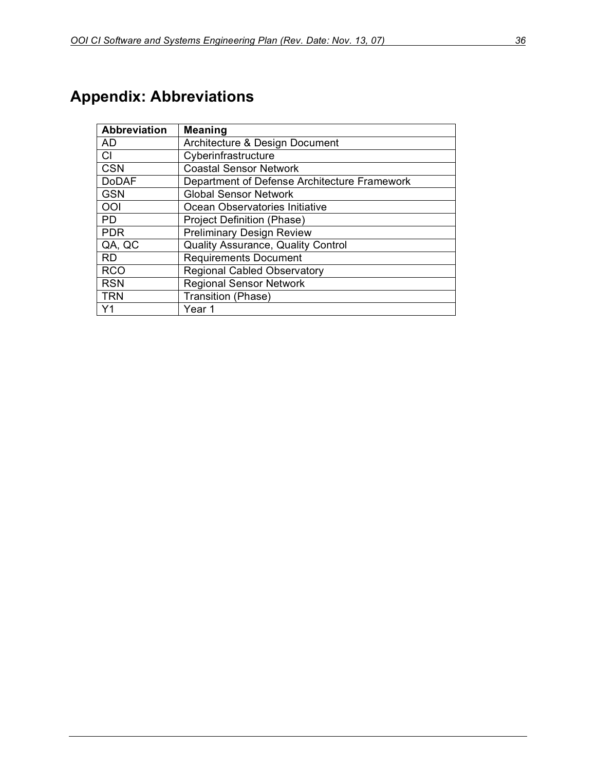# Appendix: Abbreviations

| Abbreviation | Meaning |
|---|---|
| AD | Architecture & Design Document |
| CI | Cyberinfrastructure |
| CSN | Coastal Sensor Network |
| DoDAF | Department of Defense Architecture Framework |
| GSN | Global Sensor Network |
| OOI | Ocean Observatories Initiative |
| PD | Project Definition (Phase) |
| PDR | Preliminary Design Review |
| QA, QC | Quality Assurance, Quality Control |
| RD | Requirements Document |
| RCO | Regional Cabled Observatory |
| RSN | Regional Sensor Network |
| TRN | Transition (Phase) |
| Y1 | Year 1 |